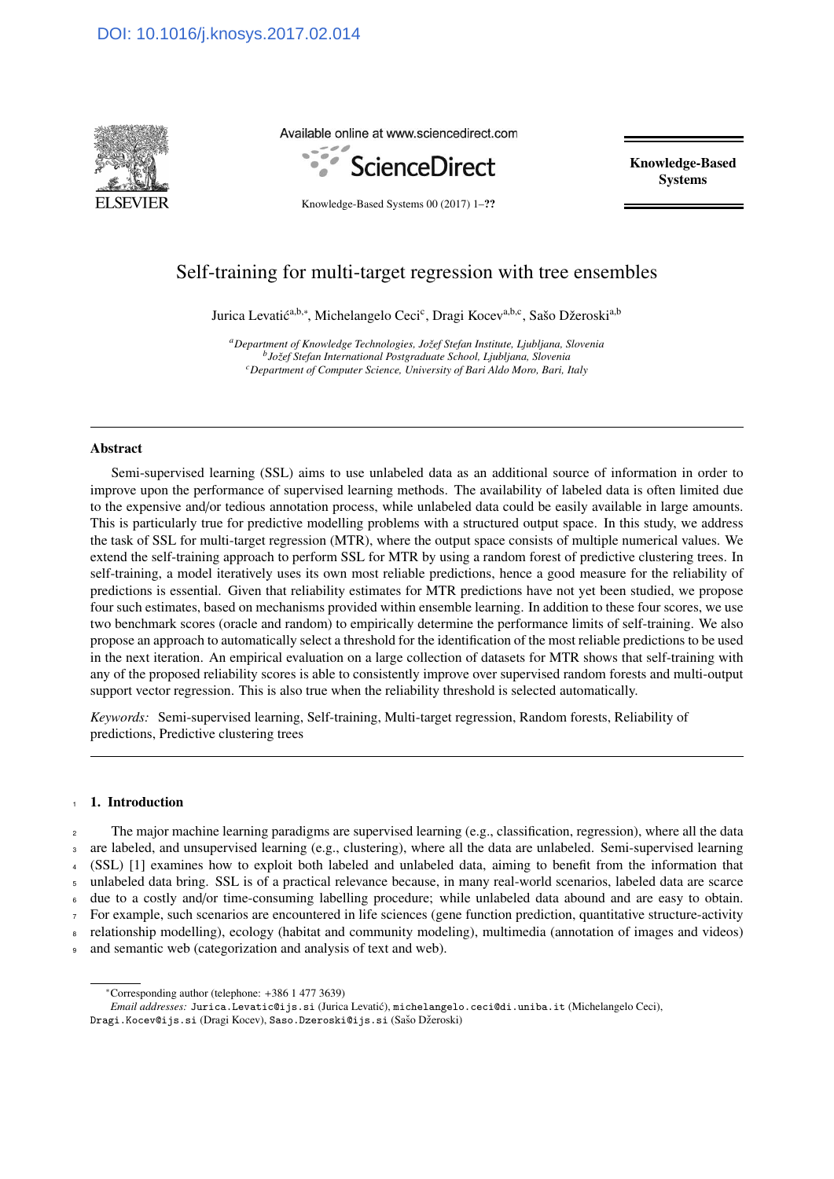DOI: 10.1016/j.knosys.2017.02.014

# Self-training for multi-target regression with tree ensembles

Jurica Levatić[a,b,*], Michelangelo Ceci[c], Dragi Kocev[a,b,c], Sašo Džeroski[a,b]

[a] *Department of Knowledge Technologies, Jožef Stefan Institute, Ljubljana, Slovenia*
[b] *Jožef Stefan International Postgraduate School, Ljubljana, Slovenia*
[c] *Department of Computer Science, University of Bari Aldo Moro, Bari, Italy*

---

### Abstract

Semi-supervised learning (SSL) aims to use unlabeled data as an additional source of information in order to improve upon the performance of supervised learning methods. The availability of labeled data is often limited due to the expensive and/or tedious annotation process, while unlabeled data could be easily available in large amounts. This is particularly true for predictive modelling problems with a structured output space. In this study, we address the task of SSL for multi-target regression (MTR), where the output space consists of multiple numerical values. We extend the self-training approach to perform SSL for MTR by using a random forest of predictive clustering trees. In self-training, a model iteratively uses its own most reliable predictions, hence a good measure for the reliability of predictions is essential. Given that reliability estimates for MTR predictions have not yet been studied, we propose four such estimates, based on mechanisms provided within ensemble learning. In addition to these four scores, we use two benchmark scores (oracle and random) to empirically determine the performance limits of self-training. We also propose an approach to automatically select a threshold for the identification of the most reliable predictions to be used in the next iteration. An empirical evaluation on a large collection of datasets for MTR shows that self-training with any of the proposed reliability scores is able to consistently improve over supervised random forests and multi-output support vector regression. This is also true when the reliability threshold is selected automatically.

*Keywords:* Semi-supervised learning, Self-training, Multi-target regression, Random forests, Reliability of predictions, Predictive clustering trees

---

## 1. Introduction

The major machine learning paradigms are supervised learning (e.g., classification, regression), where all the data are labeled, and unsupervised learning (e.g., clustering), where all the data are unlabeled. Semi-supervised learning (SSL) [1] examines how to exploit both labeled and unlabeled data, aiming to benefit from the information that unlabeled data bring. SSL is of a practical relevance because, in many real-world scenarios, labeled data are scarce due to a costly and/or time-consuming labelling procedure; while unlabeled data abound and are easy to obtain. For example, such scenarios are encountered in life sciences (gene function prediction, quantitative structure-activity relationship modelling), ecology (habitat and community modeling), multimedia (annotation of images and videos) and semantic web (categorization and analysis of text and web).

---

*Corresponding author (telephone: +386 1 477 3639)

*Email addresses:* Jurica.Levatic@ijs.si (Jurica Levatić), michelangelo.ceci@di.uniba.it (Michelangelo Ceci), Dragi.Kocev@ijs.si (Dragi Kocev), Saso.Dzeroski@ijs.si (Sašo Džeroski)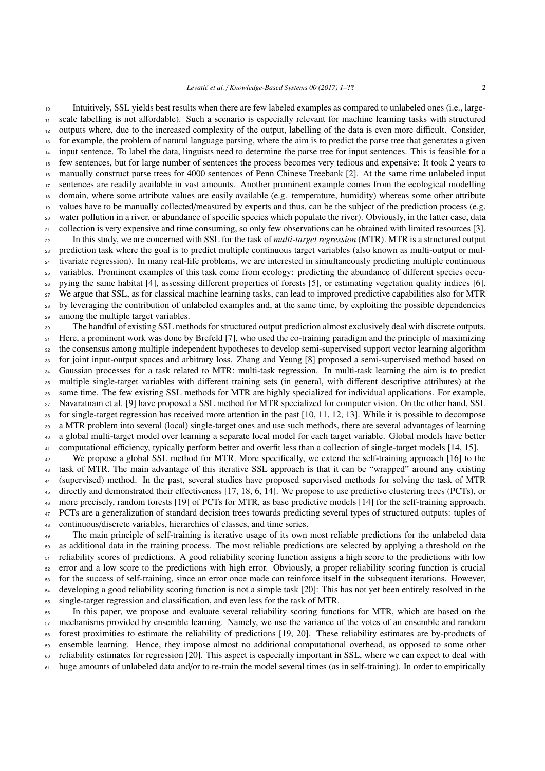Intuitively, SSL yields best results when there are few labeled examples as compared to unlabeled ones (i.e., large-scale labelling is not affordable). Such a scenario is especially relevant for machine learning tasks with structured outputs where, due to the increased complexity of the output, labelling of the data is even more difficult. Consider, for example, the problem of natural language parsing, where the aim is to predict the parse tree that generates a given input sentence. To label the data, linguists need to determine the parse tree for input sentences. This is feasible for a few sentences, but for large number of sentences the process becomes very tedious and expensive: It took 2 years to manually construct parse trees for 4000 sentences of Penn Chinese Treebank [2]. At the same time unlabeled input sentences are readily available in vast amounts. Another prominent example comes from the ecological modelling domain, where some attribute values are easily available (e.g. temperature, humidity) whereas some other attribute values have to be manually collected/measured by experts and thus, can be the subject of the prediction process (e.g. water pollution in a river, or abundance of specific species which populate the river). Obviously, in the latter case, data collection is very expensive and time consuming, so only few observations can be obtained with limited resources [3].

In this study, we are concerned with SSL for the task of *multi-target regression* (MTR). MTR is a structured output prediction task where the goal is to predict multiple continuous target variables (also known as multi-output or multivariate regression). In many real-life problems, we are interested in simultaneously predicting multiple continuous variables. Prominent examples of this task come from ecology: predicting the abundance of different species occupying the same habitat [4], assessing different properties of forests [5], or estimating vegetation quality indices [6]. We argue that SSL, as for classical machine learning tasks, can lead to improved predictive capabilities also for MTR by leveraging the contribution of unlabeled examples and, at the same time, by exploiting the possible dependencies among the multiple target variables.

The handful of existing SSL methods for structured output prediction almost exclusively deal with discrete outputs. Here, a prominent work was done by Brefeld [7], who used the co-training paradigm and the principle of maximizing the consensus among multiple independent hypotheses to develop semi-supervised support vector learning algorithm for joint input-output spaces and arbitrary loss. Zhang and Yeung [8] proposed a semi-supervised method based on Gaussian processes for a task related to MTR: multi-task regression. In multi-task learning the aim is to predict multiple single-target variables with different training sets (in general, with different descriptive attributes) at the same time. The few existing SSL methods for MTR are highly specialized for individual applications. For example, Navaratnam et al. [9] have proposed a SSL method for MTR specialized for computer vision. On the other hand, SSL for single-target regression has received more attention in the past [10, 11, 12, 13]. While it is possible to decompose a MTR problem into several (local) single-target ones and use such methods, there are several advantages of learning a global multi-target model over learning a separate local model for each target variable. Global models have better computational efficiency, typically perform better and overfit less than a collection of single-target models [14, 15].

We propose a global SSL method for MTR. More specifically, we extend the self-training approach [16] to the task of MTR. The main advantage of this iterative SSL approach is that it can be "wrapped" around any existing (supervised) method. In the past, several studies have proposed supervised methods for solving the task of MTR directly and demonstrated their effectiveness [17, 18, 6, 14]. We propose to use predictive clustering trees (PCTs), or more precisely, random forests [19] of PCTs for MTR, as base predictive models [14] for the self-training approach. PCTs are a generalization of standard decision trees towards predicting several types of structured outputs: tuples of continuous/discrete variables, hierarchies of classes, and time series.

The main principle of self-training is iterative usage of its own most reliable predictions for the unlabeled data as additional data in the training process. The most reliable predictions are selected by applying a threshold on the reliability scores of predictions. A good reliability scoring function assigns a high score to the predictions with low error and a low score to the predictions with high error. Obviously, a proper reliability scoring function is crucial for the success of self-training, since an error once made can reinforce itself in the subsequent iterations. However, developing a good reliability scoring function is not a simple task [20]: This has not yet been entirely resolved in the single-target regression and classification, and even less for the task of MTR.

In this paper, we propose and evaluate several reliability scoring functions for MTR, which are based on the mechanisms provided by ensemble learning. Namely, we use the variance of the votes of an ensemble and random forest proximities to estimate the reliability of predictions [19, 20]. These reliability estimates are by-products of ensemble learning. Hence, they impose almost no additional computational overhead, as opposed to some other reliability estimates for regression [20]. This aspect is especially important in SSL, where we can expect to deal with huge amounts of unlabeled data and/or to re-train the model several times (as in self-training). In order to empirically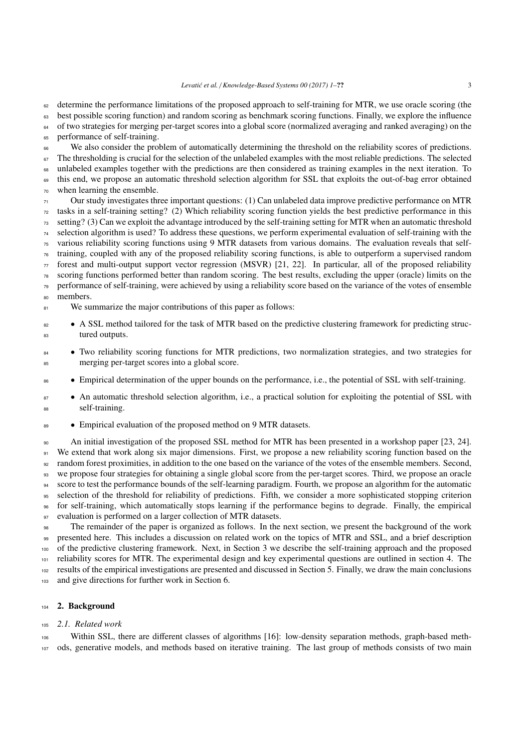determine the performance limitations of the proposed approach to self-training for MTR, we use oracle scoring (the best possible scoring function) and random scoring as benchmark scoring functions. Finally, we explore the influence of two strategies for merging per-target scores into a global score (normalized averaging and ranked averaging) on the performance of self-training.

We also consider the problem of automatically determining the threshold on the reliability scores of predictions. The thresholding is crucial for the selection of the unlabeled examples with the most reliable predictions. The selected unlabeled examples together with the predictions are then considered as training examples in the next iteration. To this end, we propose an automatic threshold selection algorithm for SSL that exploits the out-of-bag error obtained when learning the ensemble.

Our study investigates three important questions: (1) Can unlabeled data improve predictive performance on MTR tasks in a self-training setting? (2) Which reliability scoring function yields the best predictive performance in this setting? (3) Can we exploit the advantage introduced by the self-training setting for MTR when an automatic threshold selection algorithm is used? To address these questions, we perform experimental evaluation of self-training with the various reliability scoring functions using 9 MTR datasets from various domains. The evaluation reveals that self-training, coupled with any of the proposed reliability scoring functions, is able to outperform a supervised random forest and multi-output support vector regression (MSVR) [21, 22]. In particular, all of the proposed reliability scoring functions performed better than random scoring. The best results, excluding the upper (oracle) limits on the performance of self-training, were achieved by using a reliability score based on the variance of the votes of ensemble members.

We summarize the major contributions of this paper as follows:

- A SSL method tailored for the task of MTR based on the predictive clustering framework for predicting structured outputs.
- Two reliability scoring functions for MTR predictions, two normalization strategies, and two strategies for merging per-target scores into a global score.
- Empirical determination of the upper bounds on the performance, i.e., the potential of SSL with self-training.
- An automatic threshold selection algorithm, i.e., a practical solution for exploiting the potential of SSL with self-training.
- Empirical evaluation of the proposed method on 9 MTR datasets.

An initial investigation of the proposed SSL method for MTR has been presented in a workshop paper [23, 24]. We extend that work along six major dimensions. First, we propose a new reliability scoring function based on the random forest proximities, in addition to the one based on the variance of the votes of the ensemble members. Second, we propose four strategies for obtaining a single global score from the per-target scores. Third, we propose an oracle score to test the performance bounds of the self-learning paradigm. Fourth, we propose an algorithm for the automatic selection of the threshold for reliability of predictions. Fifth, we consider a more sophisticated stopping criterion for self-training, which automatically stops learning if the performance begins to degrade. Finally, the empirical evaluation is performed on a larger collection of MTR datasets.

The remainder of the paper is organized as follows. In the next section, we present the background of the work presented here. This includes a discussion on related work on the topics of MTR and SSL, and a brief description of the predictive clustering framework. Next, in Section 3 we describe the self-training approach and the proposed reliability scores for MTR. The experimental design and key experimental questions are outlined in section 4. The results of the empirical investigations are presented and discussed in Section 5. Finally, we draw the main conclusions and give directions for further work in Section 6.

## 2. Background

### 2.1. Related work

Within SSL, there are different classes of algorithms [16]: low-density separation methods, graph-based methods, generative models, and methods based on iterative training. The last group of methods consists of two main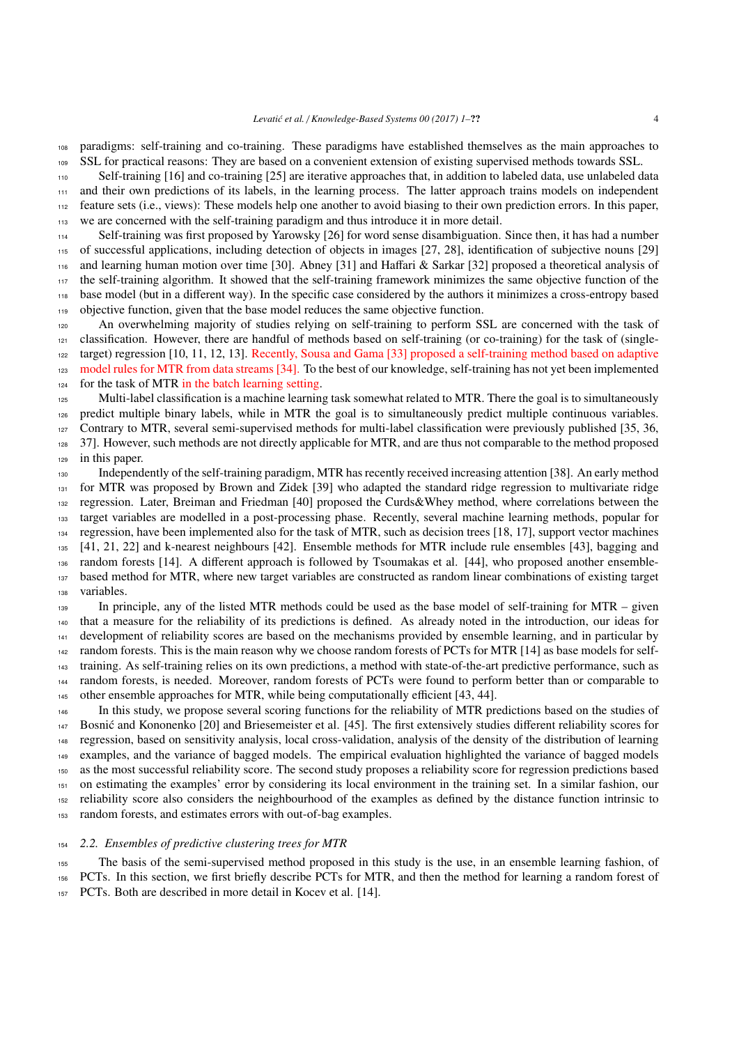paradigms: self-training and co-training. These paradigms have established themselves as the main approaches to SSL for practical reasons: They are based on a convenient extension of existing supervised methods towards SSL.

Self-training [16] and co-training [25] are iterative approaches that, in addition to labeled data, use unlabeled data and their own predictions of its labels, in the learning process. The latter approach trains models on independent feature sets (i.e., views): These models help one another to avoid biasing to their own prediction errors. In this paper, we are concerned with the self-training paradigm and thus introduce it in more detail.

Self-training was first proposed by Yarowsky [26] for word sense disambiguation. Since then, it has had a number of successful applications, including detection of objects in images [27, 28], identification of subjective nouns [29] and learning human motion over time [30]. Abney [31] and Haffari & Sarkar [32] proposed a theoretical analysis of the self-training algorithm. It showed that the self-training framework minimizes the same objective function of the base model (but in a different way). In the specific case considered by the authors it minimizes a cross-entropy based objective function, given that the base model reduces the same objective function.

An overwhelming majority of studies relying on self-training to perform SSL are concerned with the task of classification. However, there are handful of methods based on self-training (or co-training) for the task of (single-target) regression [10, 11, 12, 13]. Recently, Sousa and Gama [33] proposed a self-training method based on adaptive model rules for MTR from data streams [34]. To the best of our knowledge, self-training has not yet been implemented for the task of MTR in the batch learning setting.

Multi-label classification is a machine learning task somewhat related to MTR. There the goal is to simultaneously predict multiple binary labels, while in MTR the goal is to simultaneously predict multiple continuous variables. Contrary to MTR, several semi-supervised methods for multi-label classification were previously published [35, 36, 37]. However, such methods are not directly applicable for MTR, and are thus not comparable to the method proposed in this paper.

Independently of the self-training paradigm, MTR has recently received increasing attention [38]. An early method for MTR was proposed by Brown and Zidek [39] who adapted the standard ridge regression to multivariate ridge regression. Later, Breiman and Friedman [40] proposed the Curds&Whey method, where correlations between the target variables are modelled in a post-processing phase. Recently, several machine learning methods, popular for regression, have been implemented also for the task of MTR, such as decision trees [18, 17], support vector machines [41, 21, 22] and k-nearest neighbours [42]. Ensemble methods for MTR include rule ensembles [43], bagging and random forests [14]. A different approach is followed by Tsoumakas et al. [44], who proposed another ensemble-based method for MTR, where new target variables are constructed as random linear combinations of existing target variables.

In principle, any of the listed MTR methods could be used as the base model of self-training for MTR – given that a measure for the reliability of its predictions is defined. As already noted in the introduction, our ideas for development of reliability scores are based on the mechanisms provided by ensemble learning, and in particular by random forests. This is the main reason why we choose random forests of PCTs for MTR [14] as base models for self-training. As self-training relies on its own predictions, a method with state-of-the-art predictive performance, such as random forests, is needed. Moreover, random forests of PCTs were found to perform better than or comparable to other ensemble approaches for MTR, while being computationally efficient [43, 44].

In this study, we propose several scoring functions for the reliability of MTR predictions based on the studies of Bosnić and Kononenko [20] and Briesemeister et al. [45]. The first extensively studies different reliability scores for regression, based on sensitivity analysis, local cross-validation, analysis of the density of the distribution of learning examples, and the variance of bagged models. The empirical evaluation highlighted the variance of bagged models as the most successful reliability score. The second study proposes a reliability score for regression predictions based on estimating the examples' error by considering its local environment in the training set. In a similar fashion, our reliability score also considers the neighbourhood of the examples as defined by the distance function intrinsic to random forests, and estimates errors with out-of-bag examples.

### 2.2. Ensembles of predictive clustering trees for MTR

The basis of the semi-supervised method proposed in this study is the use, in an ensemble learning fashion, of PCTs. In this section, we first briefly describe PCTs for MTR, and then the method for learning a random forest of PCTs. Both are described in more detail in Kocev et al. [14].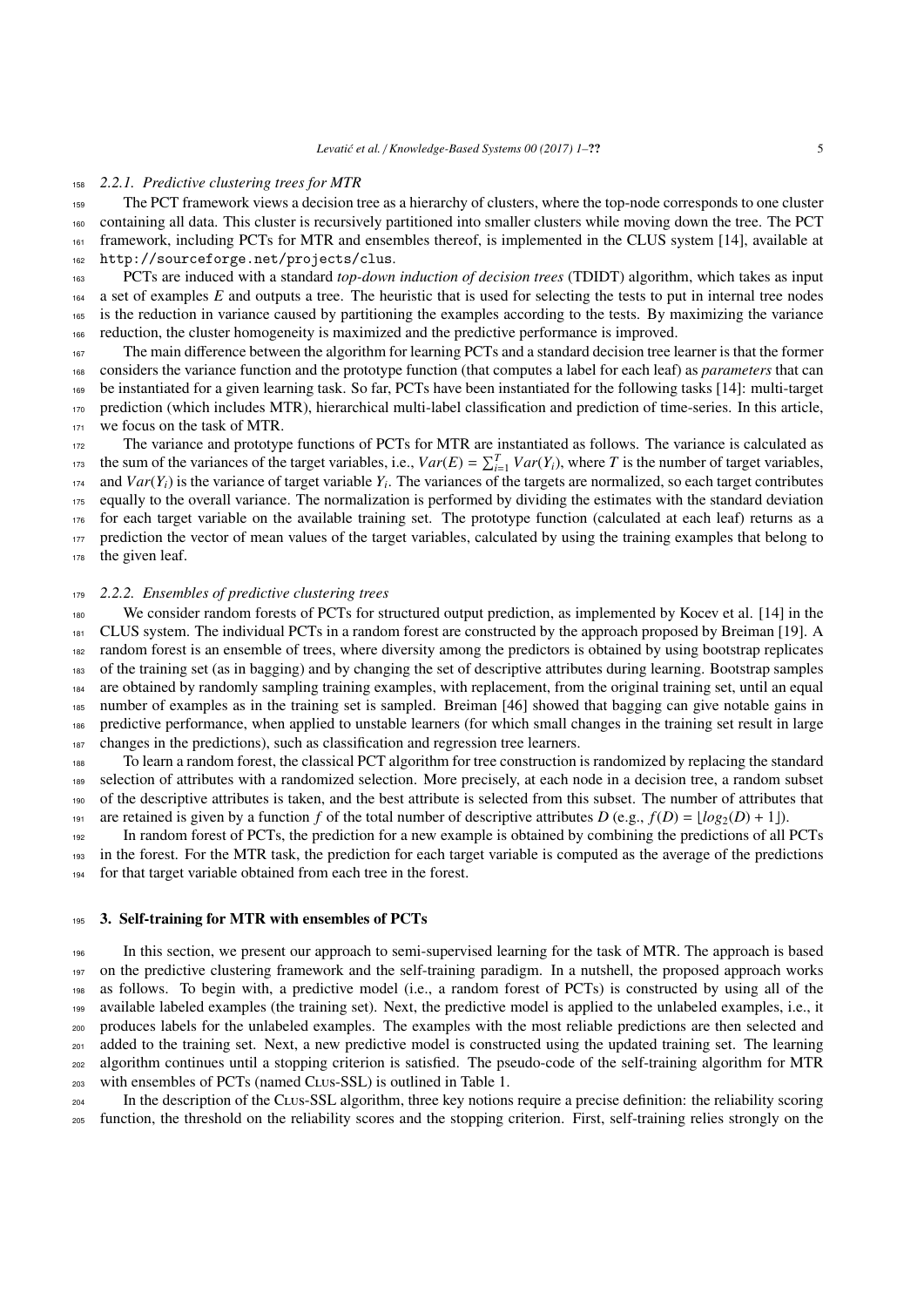### 2.2.1. Predictive clustering trees for MTR

The PCT framework views a decision tree as a hierarchy of clusters, where the top-node corresponds to one cluster containing all data. This cluster is recursively partitioned into smaller clusters while moving down the tree. The PCT framework, including PCTs for MTR and ensembles thereof, is implemented in the CLUS system [14], available at `http://sourceforge.net/projects/clus`.

PCTs are induced with a standard *top-down induction of decision trees* (TDIDT) algorithm, which takes as input a set of examples $E$ and outputs a tree. The heuristic that is used for selecting the tests to put in internal tree nodes is the reduction in variance caused by partitioning the examples according to the tests. By maximizing the variance reduction, the cluster homogeneity is maximized and the predictive performance is improved.

The main difference between the algorithm for learning PCTs and a standard decision tree learner is that the former considers the variance function and the prototype function (that computes a label for each leaf) as *parameters* that can be instantiated for a given learning task. So far, PCTs have been instantiated for the following tasks [14]: multi-target prediction (which includes MTR), hierarchical multi-label classification and prediction of time-series. In this article, we focus on the task of MTR.

The variance and prototype functions of PCTs for MTR are instantiated as follows. The variance is calculated as the sum of the variances of the target variables, i.e., $Var(E) = \sum_{i=1}^{T} Var(Y_i)$, where $T$ is the number of target variables, and $Var(Y_i)$ is the variance of target variable $Y_i$. The variances of the targets are normalized, so each target contributes equally to the overall variance. The normalization is performed by dividing the estimates with the standard deviation for each target variable on the available training set. The prototype function (calculated at each leaf) returns as a prediction the vector of mean values of the target variables, calculated by using the training examples that belong to the given leaf.

### 2.2.2. Ensembles of predictive clustering trees

We consider random forests of PCTs for structured output prediction, as implemented by Kocev et al. [14] in the CLUS system. The individual PCTs in a random forest are constructed by the approach proposed by Breiman [19]. A random forest is an ensemble of trees, where diversity among the predictors is obtained by using bootstrap replicates of the training set (as in bagging) and by changing the set of descriptive attributes during learning. Bootstrap samples are obtained by randomly sampling training examples, with replacement, from the original training set, until an equal number of examples as in the training set is sampled. Breiman [46] showed that bagging can give notable gains in predictive performance, when applied to unstable learners (for which small changes in the training set result in large changes in the predictions), such as classification and regression tree learners.

To learn a random forest, the classical PCT algorithm for tree construction is randomized by replacing the standard selection of attributes with a randomized selection. More precisely, at each node in a decision tree, a random subset of the descriptive attributes is taken, and the best attribute is selected from this subset. The number of attributes that are retained is given by a function $f$ of the total number of descriptive attributes $D$ (e.g., $f(D) = \lfloor log_2(D) + 1 \rfloor$).

In random forest of PCTs, the prediction for a new example is obtained by combining the predictions of all PCTs in the forest. For the MTR task, the prediction for each target variable is computed as the average of the predictions for that target variable obtained from each tree in the forest.

## 3. Self-training for MTR with ensembles of PCTs

In this section, we present our approach to semi-supervised learning for the task of MTR. The approach is based on the predictive clustering framework and the self-training paradigm. In a nutshell, the proposed approach works as follows. To begin with, a predictive model (i.e., a random forest of PCTs) is constructed by using all of the available labeled examples (the training set). Next, the predictive model is applied to the unlabeled examples, i.e., it produces labels for the unlabeled examples. The examples with the most reliable predictions are then selected and added to the training set. Next, a new predictive model is constructed using the updated training set. The learning algorithm continues until a stopping criterion is satisfied. The pseudo-code of the self-training algorithm for MTR with ensembles of PCTs (named Clus-SSL) is outlined in Table 1.

In the description of the Clus-SSL algorithm, three key notions require a precise definition: the reliability scoring function, the threshold on the reliability scores and the stopping criterion. First, self-training relies strongly on the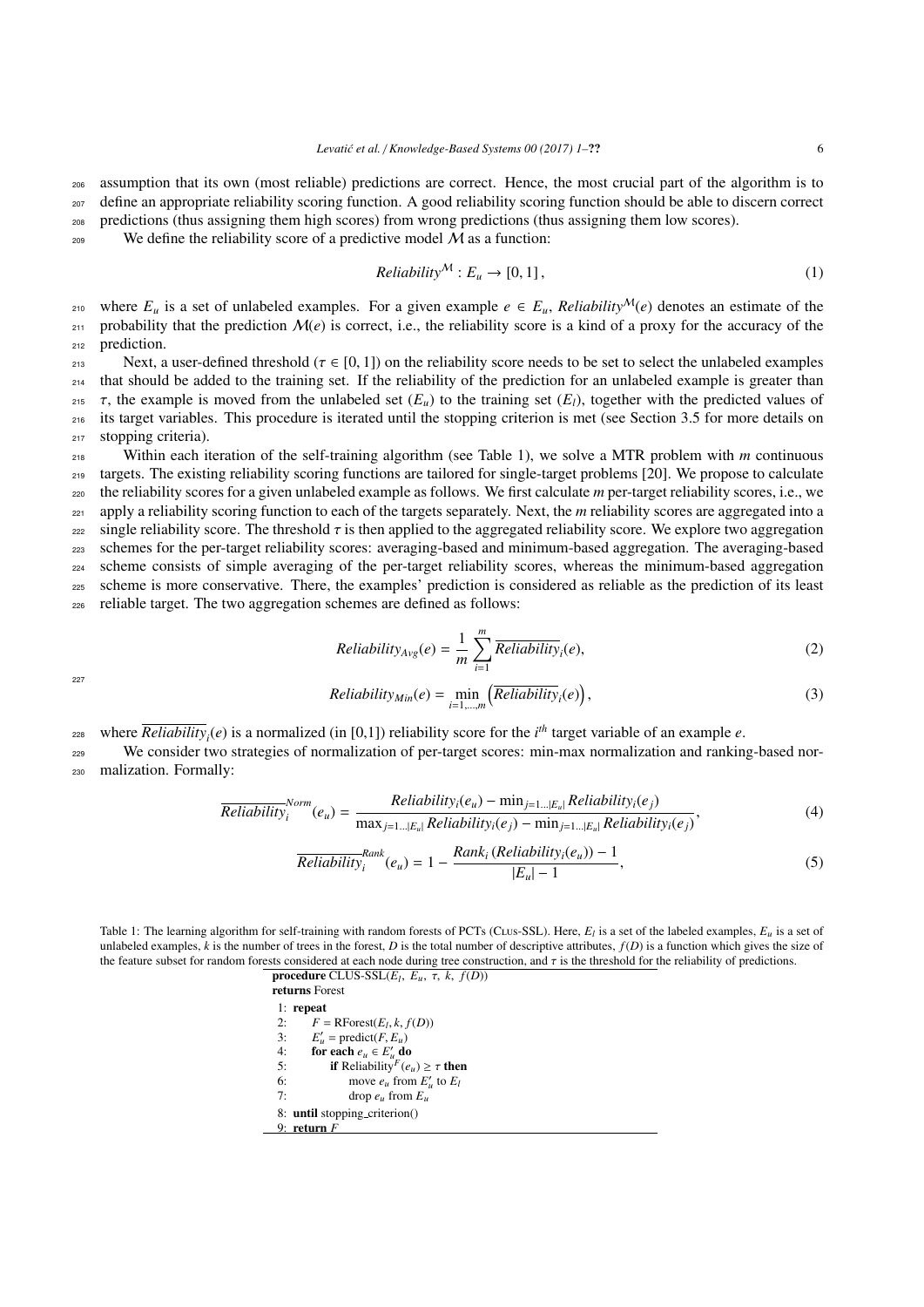assumption that its own (most reliable) predictions are correct. Hence, the most crucial part of the algorithm is to define an appropriate reliability scoring function. A good reliability scoring function should be able to discern correct predictions (thus assigning them high scores) from wrong predictions (thus assigning them low scores).

We define the reliability score of a predictive model $\mathcal{M}$ as a function:

$$Reliability^{\mathcal{M}} : E_u \to [0, 1], \tag{1}$$

where $E_u$ is a set of unlabeled examples. For a given example $e \in E_u$, $Reliability^{\mathcal{M}}(e)$ denotes an estimate of the probability that the prediction $\mathcal{M}(e)$ is correct, i.e., the reliability score is a kind of a proxy for the accuracy of the prediction.

Next, a user-defined threshold ($\tau \in [0, 1]$) on the reliability score needs to be set to select the unlabeled examples that should be added to the training set. If the reliability of the prediction for an unlabeled example is greater than $\tau$, the example is moved from the unlabeled set ($E_u$) to the training set ($E_l$), together with the predicted values of its target variables. This procedure is iterated until the stopping criterion is met (see Section 3.5 for more details on stopping criteria).

Within each iteration of the self-training algorithm (see Table 1), we solve a MTR problem with $m$ continuous targets. The existing reliability scoring functions are tailored for single-target problems [20]. We propose to calculate the reliability scores for a given unlabeled example as follows. We first calculate $m$ per-target reliability scores, i.e., we apply a reliability scoring function to each of the targets separately. Next, the $m$ reliability scores are aggregated into a single reliability score. The threshold $\tau$ is then applied to the aggregated reliability score. We explore two aggregation schemes for the per-target reliability scores: averaging-based and minimum-based aggregation. The averaging-based scheme consists of simple averaging of the per-target reliability scores, whereas the minimum-based aggregation scheme is more conservative. There, the examples' prediction is considered as reliable as the prediction of its least reliable target. The two aggregation schemes are defined as follows:

$$Reliability_{Avg}(e) = \frac{1}{m} \sum_{i=1}^{m} \overline{Reliability}_i(e), \tag{2}$$

$$Reliability_{Min}(e) = \min_{i=1,\ldots,m} \left( \overline{Reliability}_i(e) \right), \tag{3}$$

where $\overline{Reliability}_i(e)$ is a normalized (in [0,1]) reliability score for the $i^{th}$ target variable of an example $e$.

We consider two strategies of normalization of per-target scores: min-max normalization and ranking-based normalization. Formally:

$$\overline{Reliability}_i^{Norm}(e_u) = \frac{Reliability_i(e_u) - \min_{j=1\ldots|E_u|} Reliability_i(e_j)}{\max_{j=1\ldots|E_u|} Reliability_i(e_j) - \min_{j=1\ldots|E_u|} Reliability_i(e_j)}, \tag{4}$$

$$\overline{Reliability}_i^{Rank}(e_u) = 1 - \frac{Rank_i\left(Reliability_i(e_u)\right) - 1}{|E_u| - 1}, \tag{5}$$

Table 1: The learning algorithm for self-training with random forests of PCTs (Clus-SSL). Here, $E_l$ is a set of the labeled examples, $E_u$ is a set of unlabeled examples, $k$ is the number of trees in the forest, $D$ is the total number of descriptive attributes, $f(D)$ is a function which gives the size of the feature subset for random forests considered at each node during tree construction, and $\tau$ is the threshold for the reliability of predictions.

```
procedure CLUS-SSL(E_l, E_u, τ, k, f(D))
returns Forest
 1: repeat
 2:     F = RForest(E_l, k, f(D))
 3:     E'_u = predict(F, E_u)
 4:     for each e_u ∈ E'_u do
 5:         if Reliability^F(e_u) ≥ τ then
 6:             move e_u from E'_u to E_l
 7:             drop e_u from E_u
 8: until stopping_criterion()
 9: return F
```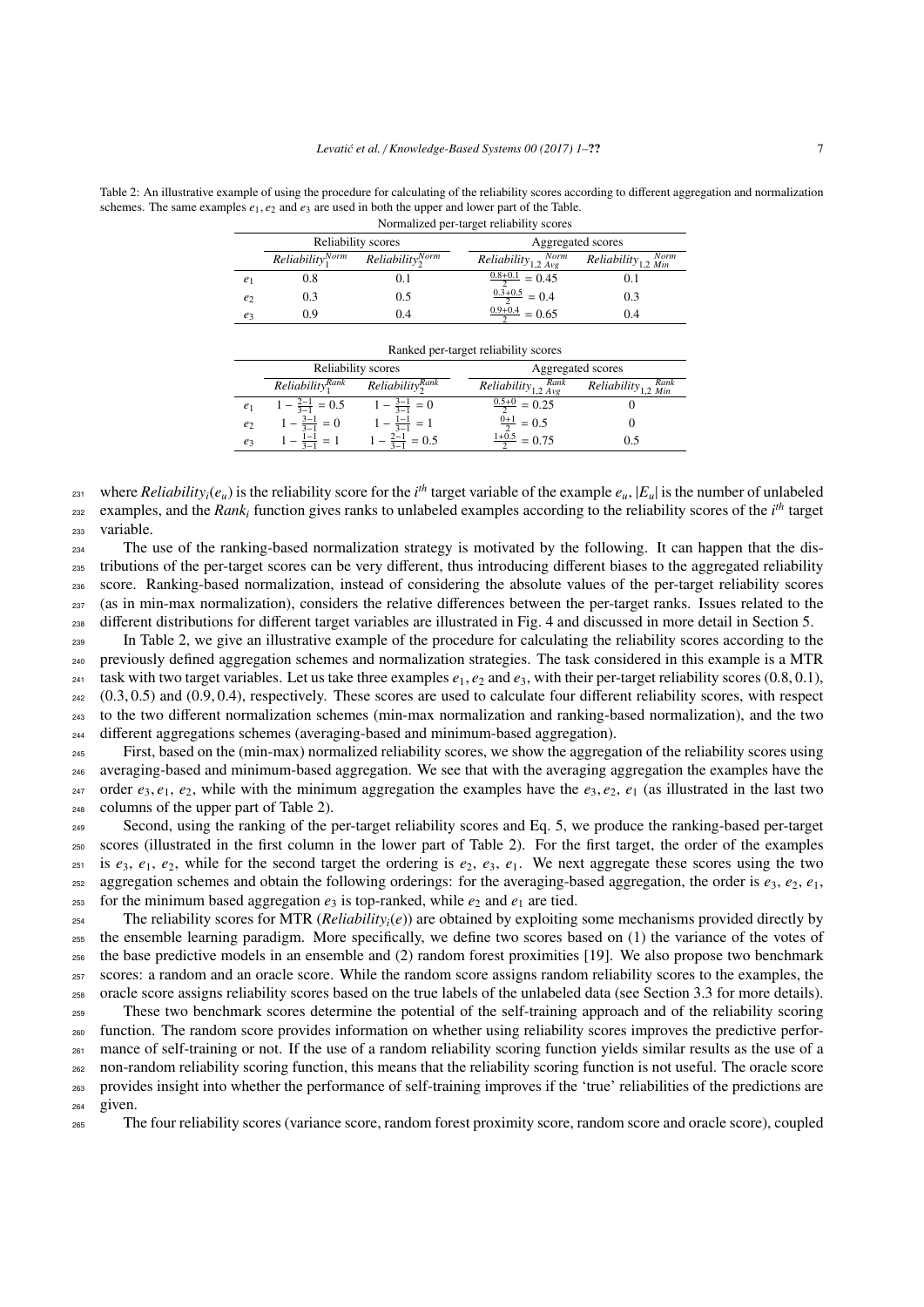Table 2: An illustrative example of using the procedure for calculating of the reliability scores according to different aggregation and normalization schemes. The same examples $e_1, e_2$ and $e_3$ are used in both the upper and lower part of the Table.

Normalized per-target reliability scores

| | Reliability scores | | Aggregated scores | |
|---|---|---|---|---|
| | $Reliability_1^{Norm}$ | $Reliability_2^{Norm}$ | $Reliability_{1,2}{}_{Avg}^{Norm}$ | $Reliability_{1,2}{}_{Min}^{Norm}$ |
| $e_1$ | 0.8 | 0.1 | $\frac{0.8+0.1}{2} = 0.45$ | 0.1 |
| $e_2$ | 0.3 | 0.5 | $\frac{0.3+0.5}{2} = 0.4$ | 0.3 |
| $e_3$ | 0.9 | 0.4 | $\frac{0.9+0.4}{2} = 0.65$ | 0.4 |

Ranked per-target reliability scores

| | Reliability scores | | Aggregated scores | |
|---|---|---|---|---|
| | $Reliability_1^{Rank}$ | $Reliability_2^{Rank}$ | $Reliability_{1,2}{}_{Avg}^{Rank}$ | $Reliability_{1,2}{}_{Min}^{Rank}$ |
| $e_1$ | $1 - \frac{2-1}{3-1} = 0.5$ | $1 - \frac{3-1}{3-1} = 0$ | $\frac{0.5+0}{2} = 0.25$ | 0 |
| $e_2$ | $1 - \frac{3-1}{3-1} = 0$ | $1 - \frac{1-1}{3-1} = 1$ | $\frac{0+1}{2} = 0.5$ | 0 |
| $e_3$ | $1 - \frac{1-1}{3-1} = 1$ | $1 - \frac{2-1}{3-1} = 0.5$ | $\frac{1+0.5}{2} = 0.75$ | 0.5 |

where $Reliability_i(e_u)$ is the reliability score for the $i^{th}$ target variable of the example $e_u$, $|E_u|$ is the number of unlabeled examples, and the $Rank_i$ function gives ranks to unlabeled examples according to the reliability scores of the $i^{th}$ target variable.

The use of the ranking-based normalization strategy is motivated by the following. It can happen that the distributions of the per-target scores can be very different, thus introducing different biases to the aggregated reliability score. Ranking-based normalization, instead of considering the absolute values of the per-target reliability scores (as in min-max normalization), considers the relative differences between the per-target ranks. Issues related to the different distributions for different target variables are illustrated in Fig. 4 and discussed in more detail in Section 5.

In Table 2, we give an illustrative example of the procedure for calculating the reliability scores according to the previously defined aggregation schemes and normalization strategies. The task considered in this example is a MTR task with two target variables. Let us take three examples $e_1, e_2$ and $e_3$, with their per-target reliability scores (0.8, 0.1), (0.3, 0.5) and (0.9, 0.4), respectively. These scores are used to calculate four different reliability scores, with respect to the two different normalization schemes (min-max normalization and ranking-based normalization), and the two different aggregations schemes (averaging-based and minimum-based aggregation).

First, based on the (min-max) normalized reliability scores, we show the aggregation of the reliability scores using averaging-based and minimum-based aggregation. We see that with the averaging aggregation the examples have the order $e_3, e_1$, $e_2$, while with the minimum aggregation the examples have the $e_3, e_2$, $e_1$ (as illustrated in the last two columns of the upper part of Table 2).

Second, using the ranking of the per-target reliability scores and Eq. 5, we produce the ranking-based per-target scores (illustrated in the first column in the lower part of Table 2). For the first target, the order of the examples is $e_3$, $e_1$, $e_2$, while for the second target the ordering is $e_2$, $e_3$, $e_1$. We next aggregate these scores using the two aggregation schemes and obtain the following orderings: for the averaging-based aggregation, the order is $e_3$, $e_2$, $e_1$, for the minimum based aggregation $e_3$ is top-ranked, while $e_2$ and $e_1$ are tied.

The reliability scores for MTR ($Reliability_i(e)$) are obtained by exploiting some mechanisms provided directly by the ensemble learning paradigm. More specifically, we define two scores based on (1) the variance of the votes of the base predictive models in an ensemble and (2) random forest proximities [19]. We also propose two benchmark scores: a random and an oracle score. While the random score assigns random reliability scores to the examples, the oracle score assigns reliability scores based on the true labels of the unlabeled data (see Section 3.3 for more details).

These two benchmark scores determine the potential of the self-training approach and of the reliability scoring function. The random score provides information on whether using reliability scores improves the predictive performance of self-training or not. If the use of a random reliability scoring function yields similar results as the use of a non-random reliability scoring function, this means that the reliability scoring function is not useful. The oracle score provides insight into whether the performance of self-training improves if the 'true' reliabilities of the predictions are given.

The four reliability scores (variance score, random forest proximity score, random score and oracle score), coupled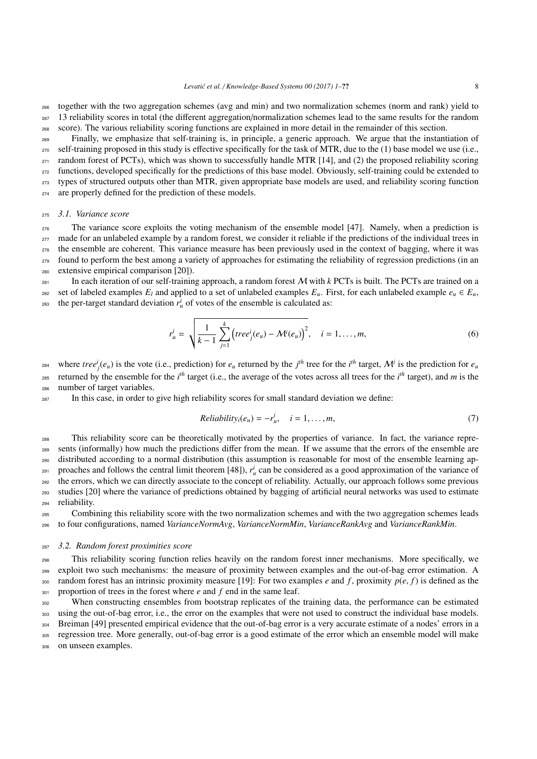together with the two aggregation schemes (avg and min) and two normalization schemes (norm and rank) yield to 13 reliability scores in total (the different aggregation/normalization schemes lead to the same results for the random score). The various reliability scoring functions are explained in more detail in the remainder of this section.

Finally, we emphasize that self-training is, in principle, a generic approach. We argue that the instantiation of self-training proposed in this study is effective specifically for the task of MTR, due to the (1) base model we use (i.e., random forest of PCTs), which was shown to successfully handle MTR [14], and (2) the proposed reliability scoring functions, developed specifically for the predictions of this base model. Obviously, self-training could be extended to types of structured outputs other than MTR, given appropriate base models are used, and reliability scoring function are properly defined for the prediction of these models.

### 3.1. Variance score

The variance score exploits the voting mechanism of the ensemble model [47]. Namely, when a prediction is made for an unlabeled example by a random forest, we consider it reliable if the predictions of the individual trees in the ensemble are coherent. This variance measure has been previously used in the context of bagging, where it was found to perform the best among a variety of approaches for estimating the reliability of regression predictions (in an extensive empirical comparison [20]).

In each iteration of our self-training approach, a random forest $\mathcal{M}$ with $k$ PCTs is built. The PCTs are trained on a set of labeled examples $E_l$ and applied to a set of unlabeled examples $E_u$. First, for each unlabeled example $e_u \in E_u$, the per-target standard deviation $r_u^i$ of votes of the ensemble is calculated as:

$$r_u^i = \sqrt{\frac{1}{k-1}\sum_{j=1}^{k}\left(tree_j^i(e_u) - \mathcal{M}^i(e_u)\right)^2}, \quad i = 1, \ldots, m, \tag{6}$$

where $tree_j^i(e_u)$ is the vote (i.e., prediction) for $e_u$ returned by the $j^{th}$ tree for the $i^{th}$ target, $\mathcal{M}^i$ is the prediction for $e_u$ returned by the ensemble for the $i^{th}$ target (i.e., the average of the votes across all trees for the $i^{th}$ target), and $m$ is the number of target variables.

In this case, in order to give high reliability scores for small standard deviation we define:

$$Reliability_i(e_u) = -r_u^i, \quad i = 1, \ldots, m, \tag{7}$$

This reliability score can be theoretically motivated by the properties of variance. In fact, the variance represents (informally) how much the predictions differ from the mean. If we assume that the errors of the ensemble are distributed according to a normal distribution (this assumption is reasonable for most of the ensemble learning approaches and follows the central limit theorem [48]), $r_u^i$ can be considered as a good approximation of the variance of the errors, which we can directly associate to the concept of reliability. Actually, our approach follows some previous studies [20] where the variance of predictions obtained by bagging of artificial neural networks was used to estimate reliability.

Combining this reliability score with the two normalization schemes and with the two aggregation schemes leads to four configurations, named *VarianceNormAvg*, *VarianceNormMin*, *VarianceRankAvg* and *VarianceRankMin*.

### 3.2. Random forest proximities score

This reliability scoring function relies heavily on the random forest inner mechanisms. More specifically, we exploit two such mechanisms: the measure of proximity between examples and the out-of-bag error estimation. A random forest has an intrinsic proximity measure [19]: For two examples $e$ and $f$, proximity $p(e, f)$ is defined as the proportion of trees in the forest where $e$ and $f$ end in the same leaf.

When constructing ensembles from bootstrap replicates of the training data, the performance can be estimated using the out-of-bag error, i.e., the error on the examples that were not used to construct the individual base models. Breiman [49] presented empirical evidence that the out-of-bag error is a very accurate estimate of a nodes' errors in a regression tree. More generally, out-of-bag error is a good estimate of the error which an ensemble model will make on unseen examples.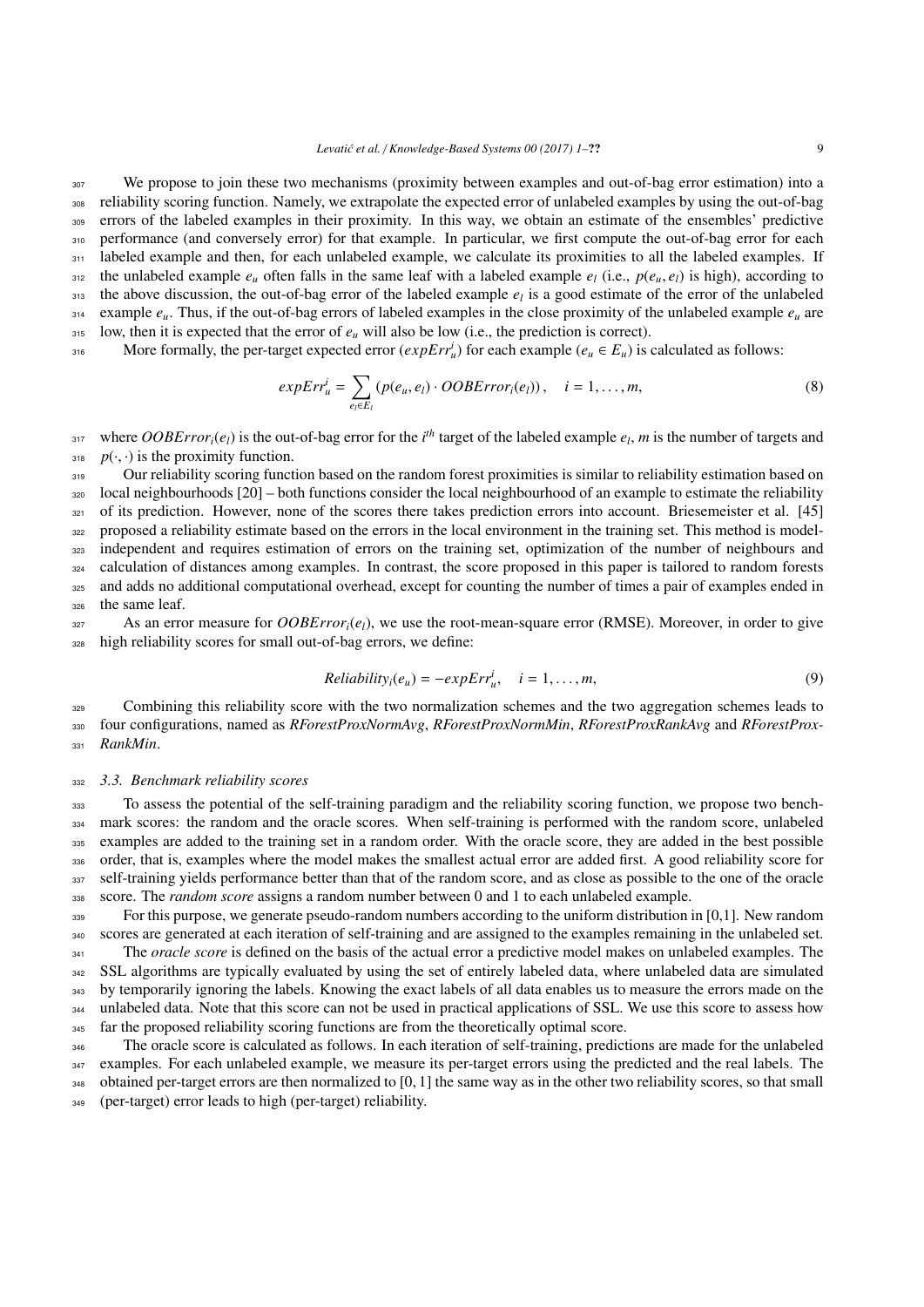We propose to join these two mechanisms (proximity between examples and out-of-bag error estimation) into a reliability scoring function. Namely, we extrapolate the expected error of unlabeled examples by using the out-of-bag errors of the labeled examples in their proximity. In this way, we obtain an estimate of the ensembles' predictive performance (and conversely error) for that example. In particular, we first compute the out-of-bag error for each labeled example and then, for each unlabeled example, we calculate its proximities to all the labeled examples. If the unlabeled example $e_u$ often falls in the same leaf with a labeled example $e_l$ (i.e., $p(e_u, e_l)$ is high), according to the above discussion, the out-of-bag error of the labeled example $e_l$ is a good estimate of the error of the unlabeled example $e_u$. Thus, if the out-of-bag errors of labeled examples in the close proximity of the unlabeled example $e_u$ are low, then it is expected that the error of $e_u$ will also be low (i.e., the prediction is correct).

More formally, the per-target expected error ($expErr_u^i$) for each example ($e_u \in E_u$) is calculated as follows:

$$expErr_u^i = \sum_{e_l \in E_l} \left( p(e_u, e_l) \cdot OOBError_i(e_l) \right), \quad i = 1, \ldots, m, \tag{8}$$

where $OOBError_i(e_l)$ is the out-of-bag error for the $i^{th}$ target of the labeled example $e_l$, $m$ is the number of targets and $p(\cdot, \cdot)$ is the proximity function.

Our reliability scoring function based on the random forest proximities is similar to reliability estimation based on local neighbourhoods [20] – both functions consider the local neighbourhood of an example to estimate the reliability of its prediction. However, none of the scores there takes prediction errors into account. Briesemeister et al. [45] proposed a reliability estimate based on the errors in the local environment in the training set. This method is model-independent and requires estimation of errors on the training set, optimization of the number of neighbours and calculation of distances among examples. In contrast, the score proposed in this paper is tailored to random forests and adds no additional computational overhead, except for counting the number of times a pair of examples ended in the same leaf.

As an error measure for $OOBError_i(e_l)$, we use the root-mean-square error (RMSE). Moreover, in order to give high reliability scores for small out-of-bag errors, we define:

$$Reliability_i(e_u) = -expErr_u^i, \quad i = 1, \ldots, m, \tag{9}$$

Combining this reliability score with the two normalization schemes and the two aggregation schemes leads to four configurations, named as *RForestProxNormAvg*, *RForestProxNormMin*, *RForestProxRankAvg* and *RForestProxRankMin*.

### 3.3. Benchmark reliability scores

To assess the potential of the self-training paradigm and the reliability scoring function, we propose two benchmark scores: the random and the oracle scores. When self-training is performed with the random score, unlabeled examples are added to the training set in a random order. With the oracle score, they are added in the best possible order, that is, examples where the model makes the smallest actual error are added first. A good reliability score for self-training yields performance better than that of the random score, and as close as possible to the one of the oracle score. The *random score* assigns a random number between 0 and 1 to each unlabeled example.

For this purpose, we generate pseudo-random numbers according to the uniform distribution in [0,1]. New random scores are generated at each iteration of self-training and are assigned to the examples remaining in the unlabeled set.

The *oracle score* is defined on the basis of the actual error a predictive model makes on unlabeled examples. The SSL algorithms are typically evaluated by using the set of entirely labeled data, where unlabeled data are simulated by temporarily ignoring the labels. Knowing the exact labels of all data enables us to measure the errors made on the unlabeled data. Note that this score can not be used in practical applications of SSL. We use this score to assess how far the proposed reliability scoring functions are from the theoretically optimal score.

The oracle score is calculated as follows. In each iteration of self-training, predictions are made for the unlabeled examples. For each unlabeled example, we measure its per-target errors using the predicted and the real labels. The obtained per-target errors are then normalized to $[0, 1]$ the same way as in the other two reliability scores, so that small (per-target) error leads to high (per-target) reliability.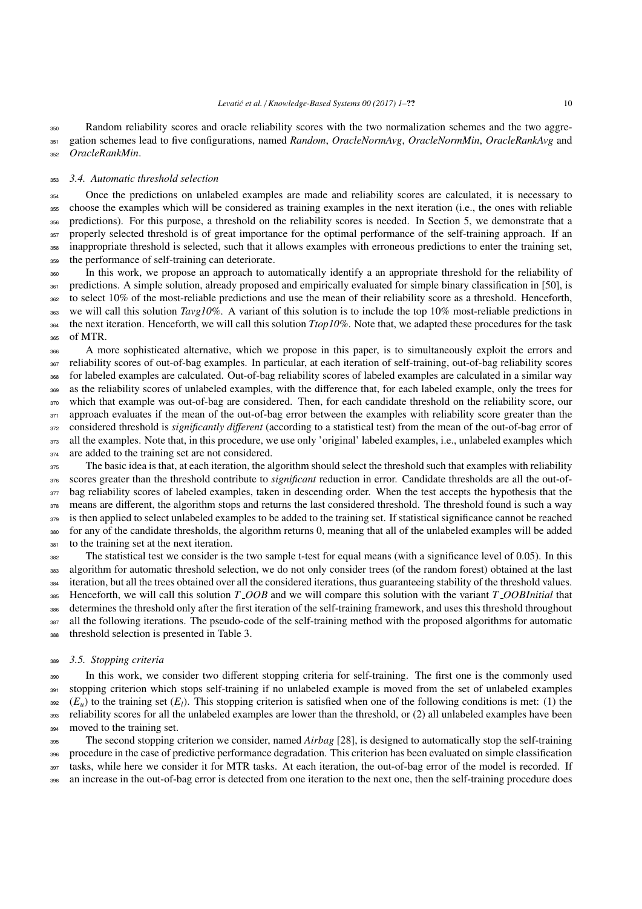Random reliability scores and oracle reliability scores with the two normalization schemes and the two aggregation schemes lead to five configurations, named *Random*, *OracleNormAvg*, *OracleNormMin*, *OracleRankAvg* and *OracleRankMin*.

### 3.4. Automatic threshold selection

Once the predictions on unlabeled examples are made and reliability scores are calculated, it is necessary to choose the examples which will be considered as training examples in the next iteration (i.e., the ones with reliable predictions). For this purpose, a threshold on the reliability scores is needed. In Section 5, we demonstrate that a properly selected threshold is of great importance for the optimal performance of the self-training approach. If an inappropriate threshold is selected, such that it allows examples with erroneous predictions to enter the training set, the performance of self-training can deteriorate.

In this work, we propose an approach to automatically identify a an appropriate threshold for the reliability of predictions. A simple solution, already proposed and empirically evaluated for simple binary classification in [50], is to select 10% of the most-reliable predictions and use the mean of their reliability score as a threshold. Henceforth, we will call this solution *Tavg10%*. A variant of this solution is to include the top 10% most-reliable predictions in the next iteration. Henceforth, we will call this solution *Ttop10%*. Note that, we adapted these procedures for the task of MTR.

A more sophisticated alternative, which we propose in this paper, is to simultaneously exploit the errors and reliability scores of out-of-bag examples. In particular, at each iteration of self-training, out-of-bag reliability scores for labeled examples are calculated. Out-of-bag reliability scores of labeled examples are calculated in a similar way as the reliability scores of unlabeled examples, with the difference that, for each labeled example, only the trees for which that example was out-of-bag are considered. Then, for each candidate threshold on the reliability score, our approach evaluates if the mean of the out-of-bag error between the examples with reliability score greater than the considered threshold is *significantly different* (according to a statistical test) from the mean of the out-of-bag error of all the examples. Note that, in this procedure, we use only 'original' labeled examples, i.e., unlabeled examples which are added to the training set are not considered.

The basic idea is that, at each iteration, the algorithm should select the threshold such that examples with reliability scores greater than the threshold contribute to *significant* reduction in error. Candidate thresholds are all the out-of-bag reliability scores of labeled examples, taken in descending order. When the test accepts the hypothesis that the means are different, the algorithm stops and returns the last considered threshold. The threshold found is such a way is then applied to select unlabeled examples to be added to the training set. If statistical significance cannot be reached for any of the candidate thresholds, the algorithm returns 0, meaning that all of the unlabeled examples will be added to the training set at the next iteration.

The statistical test we consider is the two sample t-test for equal means (with a significance level of 0.05). In this algorithm for automatic threshold selection, we do not only consider trees (of the random forest) obtained at the last iteration, but all the trees obtained over all the considered iterations, thus guaranteeing stability of the threshold values. Henceforth, we will call this solution *T_OOB* and we will compare this solution with the variant *T_OOBInitial* that determines the threshold only after the first iteration of the self-training framework, and uses this threshold throughout all the following iterations. The pseudo-code of the self-training method with the proposed algorithms for automatic threshold selection is presented in Table 3.

### 3.5. Stopping criteria

In this work, we consider two different stopping criteria for self-training. The first one is the commonly used stopping criterion which stops self-training if no unlabeled example is moved from the set of unlabeled examples ($E_u$) to the training set ($E_l$). This stopping criterion is satisfied when one of the following conditions is met: (1) the reliability scores for all the unlabeled examples are lower than the threshold, or (2) all unlabeled examples have been moved to the training set.

The second stopping criterion we consider, named *Airbag* [28], is designed to automatically stop the self-training procedure in the case of predictive performance degradation. This criterion has been evaluated on simple classification tasks, while here we consider it for MTR tasks. At each iteration, the out-of-bag error of the model is recorded. If an increase in the out-of-bag error is detected from one iteration to the next one, then the self-training procedure does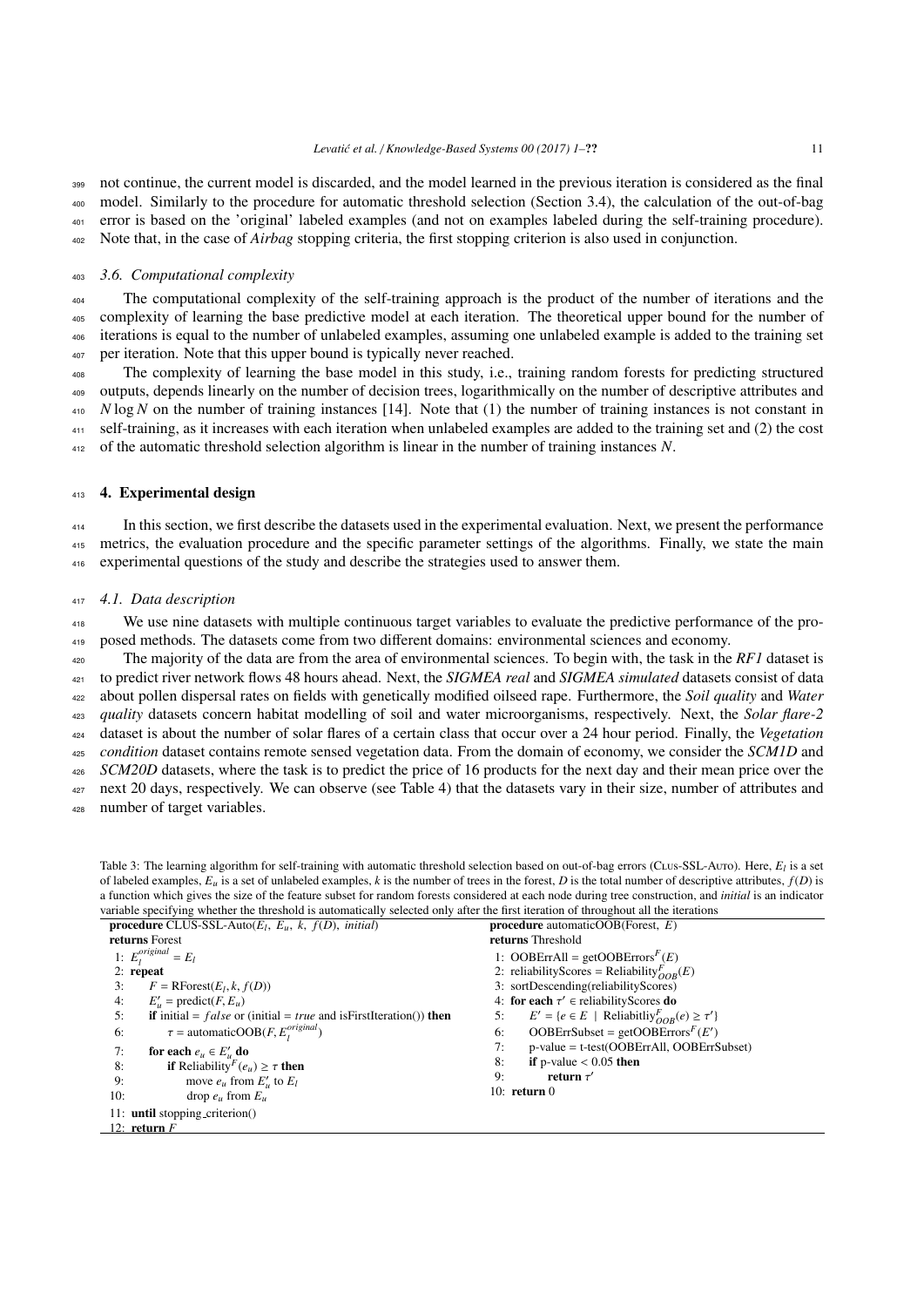not continue, the current model is discarded, and the model learned in the previous iteration is considered as the final model. Similarly to the procedure for automatic threshold selection (Section 3.4), the calculation of the out-of-bag error is based on the 'original' labeled examples (and not on examples labeled during the self-training procedure). Note that, in the case of *Airbag* stopping criteria, the first stopping criterion is also used in conjunction.

### 3.6. Computational complexity

The computational complexity of the self-training approach is the product of the number of iterations and the complexity of learning the base predictive model at each iteration. The theoretical upper bound for the number of iterations is equal to the number of unlabeled examples, assuming one unlabeled example is added to the training set per iteration. Note that this upper bound is typically never reached.

The complexity of learning the base model in this study, i.e., training random forests for predicting structured outputs, depends linearly on the number of decision trees, logarithmically on the number of descriptive attributes and $N \log N$ on the number of training instances [14]. Note that (1) the number of training instances is not constant in self-training, as it increases with each iteration when unlabeled examples are added to the training set and (2) the cost of the automatic threshold selection algorithm is linear in the number of training instances $N$.

## 4. Experimental design

In this section, we first describe the datasets used in the experimental evaluation. Next, we present the performance metrics, the evaluation procedure and the specific parameter settings of the algorithms. Finally, we state the main experimental questions of the study and describe the strategies used to answer them.

### 4.1. Data description

We use nine datasets with multiple continuous target variables to evaluate the predictive performance of the proposed methods. The datasets come from two different domains: environmental sciences and economy.

The majority of the data are from the area of environmental sciences. To begin with, the task in the *RF1* dataset is to predict river network flows 48 hours ahead. Next, the *SIGMEA real* and *SIGMEA simulated* datasets consist of data about pollen dispersal rates on fields with genetically modified oilseed rape. Furthermore, the *Soil quality* and *Water quality* datasets concern habitat modelling of soil and water microorganisms, respectively. Next, the *Solar flare-2* dataset is about the number of solar flares of a certain class that occur over a 24 hour period. Finally, the *Vegetation condition* dataset contains remote sensed vegetation data. From the domain of economy, we consider the *SCM1D* and *SCM20D* datasets, where the task is to predict the price of 16 products for the next day and their mean price over the next 20 days, respectively. We can observe (see Table 4) that the datasets vary in their size, number of attributes and number of target variables.

Table 3: The learning algorithm for self-training with automatic threshold selection based on out-of-bag errors (Clus-SSL-Auto). Here, $E_l$ is a set of labeled examples, $E_u$ is a set of unlabeled examples, $k$ is the number of trees in the forest, $D$ is the total number of descriptive attributes, $f(D)$ is a function which gives the size of the feature subset for random forests considered at each node during tree construction, and *initial* is an indicator variable specifying whether the threshold is automatically selected only after the first iteration of throughout all the iterations

```
procedure CLUS-SSL-Auto(E_l, E_u, k, f(D), initial)
returns Forest
 1: E_l^original = E_l
 2: repeat
 3:     F = RForest(E_l, k, f(D))
 4:     E'_u = predict(F, E_u)
 5:     if initial = false or (initial = true and isFirstIteration()) then
 6:         τ = automaticOOB(F, E_l^original)
 7:     for each e_u ∈ E'_u do
 8:         if Reliability^F(e_u) ≥ τ then
 9:             move e_u from E'_u to E_l
10:             drop e_u from E_u
11: until stopping_criterion()
12: return F
```

```
procedure automaticOOB(Forest, E)
returns Threshold
 1: OOBErrAll = getOOBErrors^F(E)
 2: reliabilityScores = Reliability^F_OOB(E)
 3: sortDescending(reliabilityScores)
 4: for each τ' ∈ reliabilityScores do
 5:     E' = {e ∈ E | Reliabitliy^F_OOB(e) ≥ τ'}
 6:     OOBErrSubset = getOOBErrors^F(E')
 7:     p-value = t-test(OOBErrAll, OOBErrSubset)
 8:     if p-value < 0.05 then
 9:         return τ'
10: return 0
```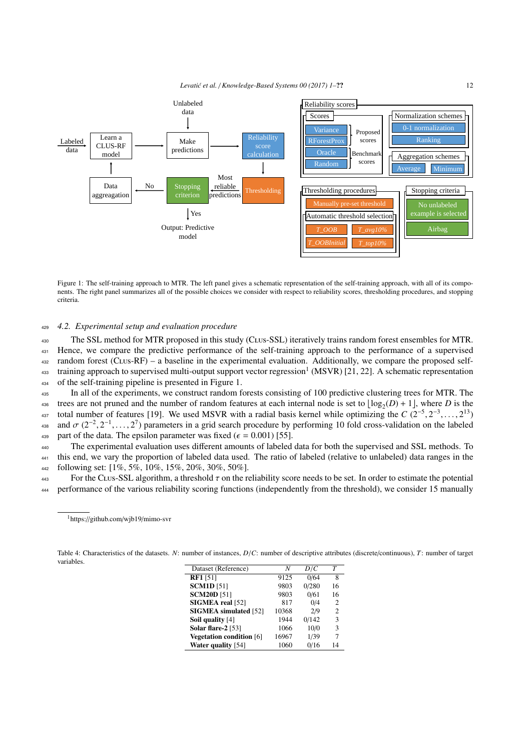Figure 1: The self-training approach to MTR. The left panel gives a schematic representation of the self-training approach, with all of its components. The right panel summarizes all of the possible choices we consider with respect to reliability scores, thresholding procedures, and stopping criteria.

### 4.2. Experimental setup and evaluation procedure

The SSL method for MTR proposed in this study (Clus-SSL) iteratively trains random forest ensembles for MTR. Hence, we compare the predictive performance of the self-training approach to the performance of a supervised random forest (Clus-RF) – a baseline in the experimental evaluation. Additionally, we compare the proposed self-training approach to supervised multi-output support vector regression[1] (MSVR) [21, 22]. A schematic representation of the self-training pipeline is presented in Figure 1.

In all of the experiments, we construct random forests consisting of 100 predictive clustering trees for MTR. The trees are not pruned and the number of random features at each internal node is set to $\lfloor \log_2(D) + 1 \rfloor$, where $D$ is the total number of features [19]. We used MSVR with a radial basis kernel while optimizing the $C$ $(2^{-5}, 2^{-3}, \ldots, 2^{13})$ and $\sigma$ $(2^{-2}, 2^{-1}, \ldots, 2^{7})$ parameters in a grid search procedure by performing 10 fold cross-validation on the labeled part of the data. The epsilon parameter was fixed ($\epsilon = 0.001$) [55].

The experimental evaluation uses different amounts of labeled data for both the supervised and SSL methods. To this end, we vary the proportion of labeled data used. The ratio of labeled (relative to unlabeled) data ranges in the following set: [1%, 5%, 10%, 15%, 20%, 30%, 50%].

For the Clus-SSL algorithm, a threshold $\tau$ on the reliability score needs to be set. In order to estimate the potential performance of the various reliability scoring functions (independently from the threshold), we consider 15 manually

[1] https://github.com/wjb19/mimo-svr

Table 4: Characteristics of the datasets. $N$: number of instances, $D/C$: number of descriptive attributes (discrete/continuous), $T$: number of target variables.

| Dataset (Reference) | $N$ | $D/C$ | $T$ |
|---|---|---|---|
| **RF1** [51] | 9125 | 0/64 | 8 |
| **SCM1D** [51] | 9803 | 0/280 | 16 |
| **SCM20D** [51] | 9803 | 0/61 | 16 |
| **SIGMEA real** [52] | 817 | 0/4 | 2 |
| **SIGMEA simulated** [52] | 10368 | 2/9 | 2 |
| **Soil quality** [4] | 1944 | 0/142 | 3 |
| **Solar flare-2** [53] | 1066 | 10/0 | 3 |
| **Vegetation condition** [6] | 16967 | 1/39 | 7 |
| **Water quality** [54] | 1060 | 0/16 | 14 |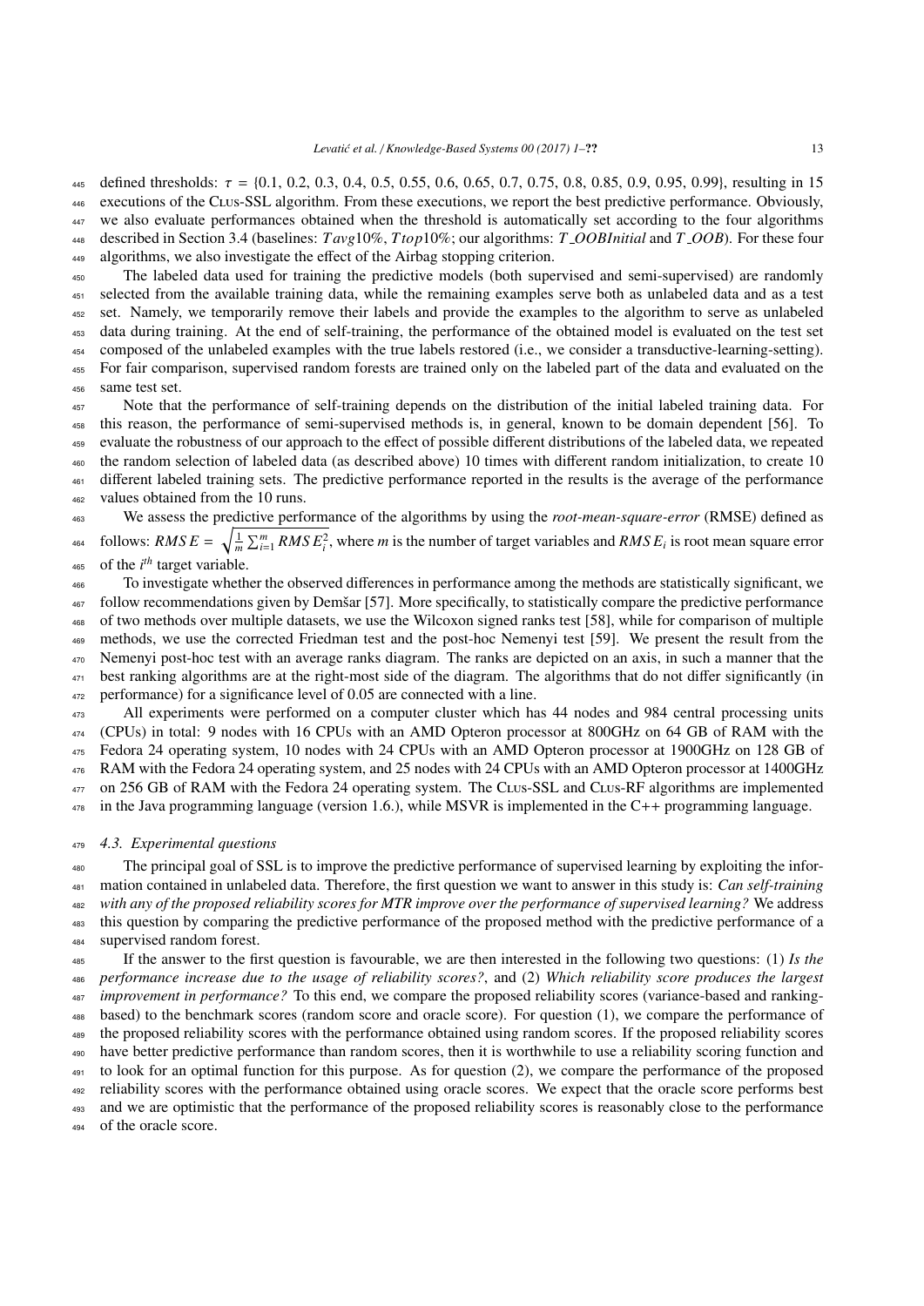defined thresholds: $\tau$ = {0.1, 0.2, 0.3, 0.4, 0.5, 0.55, 0.6, 0.65, 0.7, 0.75, 0.8, 0.85, 0.9, 0.95, 0.99}, resulting in 15 executions of the CLUS-SSL algorithm. From these executions, we report the best predictive performance. Obviously, we also evaluate performances obtained when the threshold is automatically set according to the four algorithms described in Section 3.4 (baselines: $Tavg10\%$, $Ttop10\%$; our algorithms: $T\_OOBInitial$ and $T\_OOB$). For these four algorithms, we also investigate the effect of the Airbag stopping criterion.

The labeled data used for training the predictive models (both supervised and semi-supervised) are randomly selected from the available training data, while the remaining examples serve both as unlabeled data and as a test set. Namely, we temporarily remove their labels and provide the examples to the algorithm to serve as unlabeled data during training. At the end of self-training, the performance of the obtained model is evaluated on the test set composed of the unlabeled examples with the true labels restored (i.e., we consider a transductive-learning-setting). For fair comparison, supervised random forests are trained only on the labeled part of the data and evaluated on the same test set.

Note that the performance of self-training depends on the distribution of the initial labeled training data. For this reason, the performance of semi-supervised methods is, in general, known to be domain dependent [56]. To evaluate the robustness of our approach to the effect of possible different distributions of the labeled data, we repeated the random selection of labeled data (as described above) 10 times with different random initialization, to create 10 different labeled training sets. The predictive performance reported in the results is the average of the performance values obtained from the 10 runs.

We assess the predictive performance of the algorithms by using the *root-mean-square-error* (RMSE) defined as follows: $RMSE = \sqrt{\frac{1}{m}\sum_{i=1}^{m} RMSE_i^2}$, where $m$ is the number of target variables and $RMSE_i$ is root mean square error of the $i^{th}$ target variable.

To investigate whether the observed differences in performance among the methods are statistically significant, we follow recommendations given by Demšar [57]. More specifically, to statistically compare the predictive performance of two methods over multiple datasets, we use the Wilcoxon signed ranks test [58], while for comparison of multiple methods, we use the corrected Friedman test and the post-hoc Nemenyi test [59]. We present the result from the Nemenyi post-hoc test with an average ranks diagram. The ranks are depicted on an axis, in such a manner that the best ranking algorithms are at the right-most side of the diagram. The algorithms that do not differ significantly (in performance) for a significance level of 0.05 are connected with a line.

All experiments were performed on a computer cluster which has 44 nodes and 984 central processing units (CPUs) in total: 9 nodes with 16 CPUs with an AMD Opteron processor at 800GHz on 64 GB of RAM with the Fedora 24 operating system, 10 nodes with 24 CPUs with an AMD Opteron processor at 1900GHz on 128 GB of RAM with the Fedora 24 operating system, and 25 nodes with 24 CPUs with an AMD Opteron processor at 1400GHz on 256 GB of RAM with the Fedora 24 operating system. The CLUS-SSL and CLUS-RF algorithms are implemented in the Java programming language (version 1.6.), while MSVR is implemented in the C++ programming language.

### 4.3. Experimental questions

The principal goal of SSL is to improve the predictive performance of supervised learning by exploiting the information contained in unlabeled data. Therefore, the first question we want to answer in this study is: *Can self-training with any of the proposed reliability scores for MTR improve over the performance of supervised learning?* We address this question by comparing the predictive performance of the proposed method with the predictive performance of a supervised random forest.

If the answer to the first question is favourable, we are then interested in the following two questions: (1) *Is the performance increase due to the usage of reliability scores?*, and (2) *Which reliability score produces the largest improvement in performance?* To this end, we compare the proposed reliability scores (variance-based and ranking-based) to the benchmark scores (random score and oracle score). For question (1), we compare the performance of the proposed reliability scores with the performance obtained using random scores. If the proposed reliability scores have better predictive performance than random scores, then it is worthwhile to use a reliability scoring function and to look for an optimal function for this purpose. As for question (2), we compare the performance of the proposed reliability scores with the performance obtained using oracle scores. We expect that the oracle score performs best and we are optimistic that the performance of the proposed reliability scores is reasonably close to the performance of the oracle score.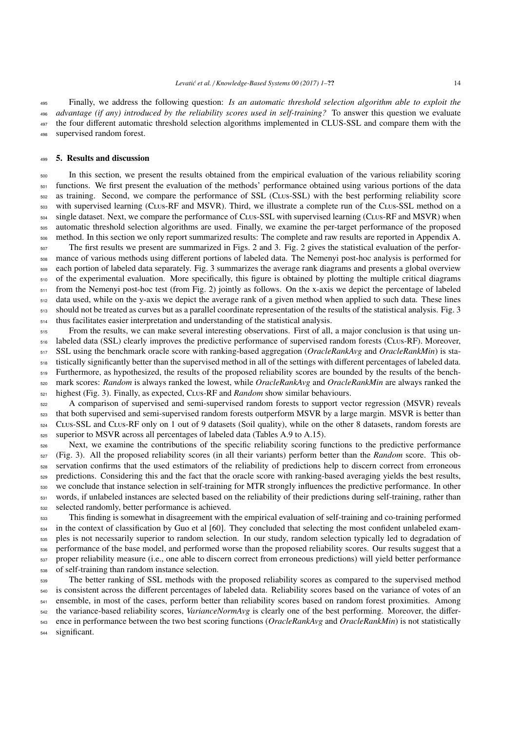Finally, we address the following question: *Is an automatic threshold selection algorithm able to exploit the advantage (if any) introduced by the reliability scores used in self-training?* To answer this question we evaluate the four different automatic threshold selection algorithms implemented in CLUS-SSL and compare them with the supervised random forest.

## 5. Results and discussion

In this section, we present the results obtained from the empirical evaluation of the various reliability scoring functions. We first present the evaluation of the methods' performance obtained using various portions of the data as training. Second, we compare the performance of SSL (Clus-SSL) with the best performing reliability score with supervised learning (Clus-RF and MSVR). Third, we illustrate a complete run of the Clus-SSL method on a single dataset. Next, we compare the performance of Clus-SSL with supervised learning (Clus-RF and MSVR) when automatic threshold selection algorithms are used. Finally, we examine the per-target performance of the proposed method. In this section we only report summarized results: The complete and raw results are reported in Appendix A.

The first results we present are summarized in Figs. 2 and 3. Fig. 2 gives the statistical evaluation of the performance of various methods using different portions of labeled data. The Nemenyi post-hoc analysis is performed for each portion of labeled data separately. Fig. 3 summarizes the average rank diagrams and presents a global overview of the experimental evaluation. More specifically, this figure is obtained by plotting the multiple critical diagrams from the Nemenyi post-hoc test (from Fig. 2) jointly as follows. On the x-axis we depict the percentage of labeled data used, while on the y-axis we depict the average rank of a given method when applied to such data. These lines should not be treated as curves but as a parallel coordinate representation of the results of the statistical analysis. Fig. 3 thus facilitates easier interpretation and understanding of the statistical analysis.

From the results, we can make several interesting observations. First of all, a major conclusion is that using unlabeled data (SSL) clearly improves the predictive performance of supervised random forests (Clus-RF). Moreover, SSL using the benchmark oracle score with ranking-based aggregation (*OracleRankAvg* and *OracleRankMin*) is statistically significantly better than the supervised method in all of the settings with different percentages of labeled data. Furthermore, as hypothesized, the results of the proposed reliability scores are bounded by the results of the benchmark scores: *Random* is always ranked the lowest, while *OracleRankAvg* and *OracleRankMin* are always ranked the highest (Fig. 3). Finally, as expected, Clus-RF and *Random* show similar behaviours.

A comparison of supervised and semi-supervised random forests to support vector regression (MSVR) reveals that both supervised and semi-supervised random forests outperform MSVR by a large margin. MSVR is better than Clus-SSL and Clus-RF only on 1 out of 9 datasets (Soil quality), while on the other 8 datasets, random forests are superior to MSVR across all percentages of labeled data (Tables A.9 to A.15).

Next, we examine the contributions of the specific reliability scoring functions to the predictive performance (Fig. 3). All the proposed reliability scores (in all their variants) perform better than the *Random* score. This observation confirms that the used estimators of the reliability of predictions help to discern correct from erroneous predictions. Considering this and the fact that the oracle score with ranking-based averaging yields the best results, we conclude that instance selection in self-training for MTR strongly influences the predictive performance. In other words, if unlabeled instances are selected based on the reliability of their predictions during self-training, rather than selected randomly, better performance is achieved.

This finding is somewhat in disagreement with the empirical evaluation of self-training and co-training performed in the context of classification by Guo et al [60]. They concluded that selecting the most confident unlabeled examples is not necessarily superior to random selection. In our study, random selection typically led to degradation of performance of the base model, and performed worse than the proposed reliability scores. Our results suggest that a proper reliability measure (i.e., one able to discern correct from erroneous predictions) will yield better performance of self-training than random instance selection.

The better ranking of SSL methods with the proposed reliability scores as compared to the supervised method is consistent across the different percentages of labeled data. Reliability scores based on the variance of votes of an ensemble, in most of the cases, perform better than reliability scores based on random forest proximities. Among the variance-based reliability scores, *VarianceNormAvg* is clearly one of the best performing. Moreover, the difference in performance between the two best scoring functions (*OracleRankAvg* and *OracleRankMin*) is not statistically significant.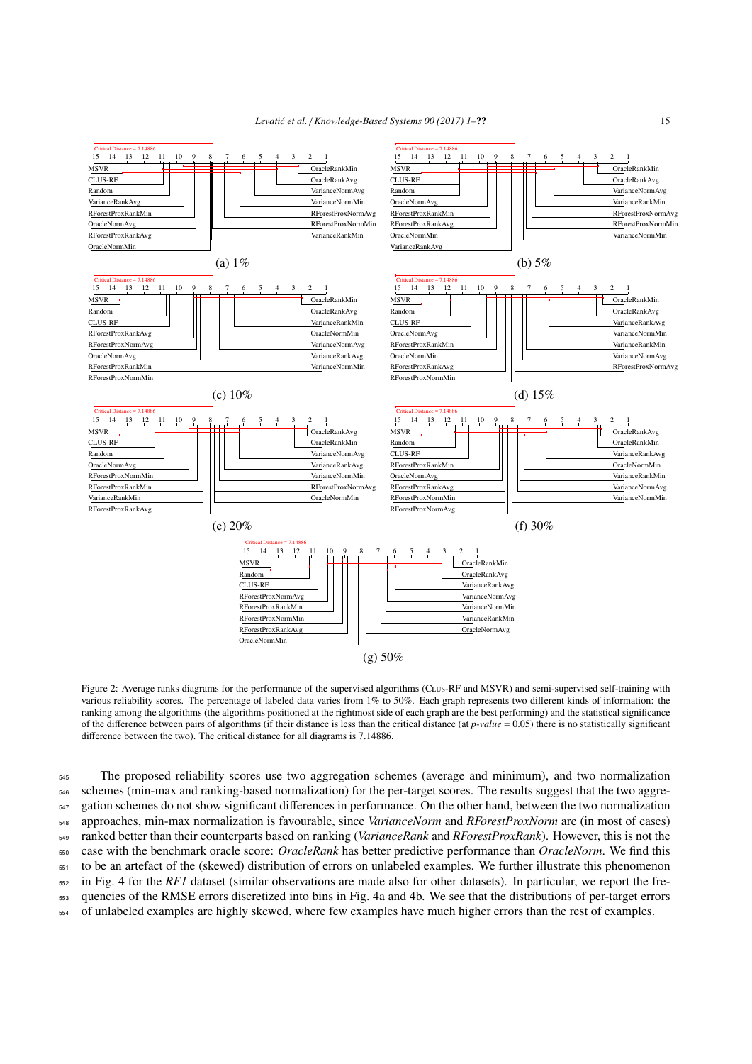Figure 2: Average ranks diagrams for the performance of the supervised algorithms (CLUS-RF and MSVR) and semi-supervised self-training with various reliability scores. The percentage of labeled data varies from 1% to 50%. Each graph represents two different kinds of information: the ranking among the algorithms (the algorithms positioned at the rightmost side of each graph are the best performing) and the statistical significance of the difference between pairs of algorithms (if their distance is less than the critical distance (at *p-value* = 0.05) there is no statistically significant difference between the two). The critical distance for all diagrams is 7.14886.

The proposed reliability scores use two aggregation schemes (average and minimum), and two normalization schemes (min-max and ranking-based normalization) for the per-target scores. The results suggest that the two aggregation schemes do not show significant differences in performance. On the other hand, between the two normalization approaches, min-max normalization is favourable, since *VarianceNorm* and *RForestProxNorm* are (in most of cases) ranked better than their counterparts based on ranking (*VarianceRank* and *RForestProxRank*). However, this is not the case with the benchmark oracle score: *OracleRank* has better predictive performance than *OracleNorm*. We find this to be an artefact of the (skewed) distribution of errors on unlabeled examples. We further illustrate this phenomenon in Fig. 4 for the *RF1* dataset (similar observations are made also for other datasets). In particular, we report the frequencies of the RMSE errors discretized into bins in Fig. 4a and 4b. We see that the distributions of per-target errors of unlabeled examples are highly skewed, where few examples have much higher errors than the rest of examples.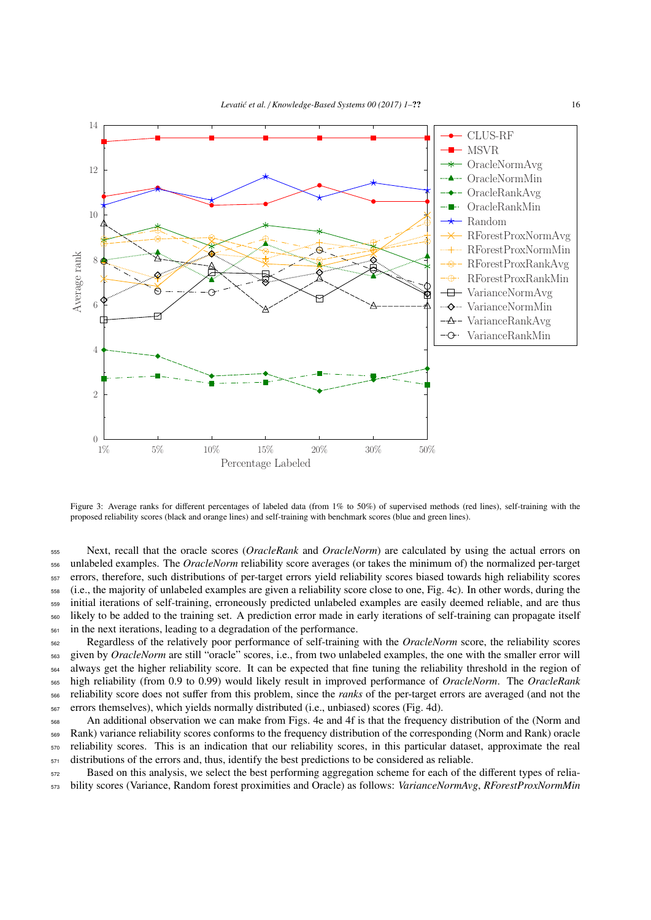Figure 3: Average ranks for different percentages of labeled data (from 1% to 50%) of supervised methods (red lines), self-training with the proposed reliability scores (black and orange lines) and self-training with benchmark scores (blue and green lines).

Next, recall that the oracle scores (*OracleRank* and *OracleNorm*) are calculated by using the actual errors on unlabeled examples. The *OracleNorm* reliability score averages (or takes the minimum of) the normalized per-target errors, therefore, such distributions of per-target errors yield reliability scores biased towards high reliability scores (i.e., the majority of unlabeled examples are given a reliability score close to one, Fig. 4c). In other words, during the initial iterations of self-training, erroneously predicted unlabeled examples are easily deemed reliable, and are thus likely to be added to the training set. A prediction error made in early iterations of self-training can propagate itself in the next iterations, leading to a degradation of the performance.

Regardless of the relatively poor performance of self-training with the *OracleNorm* score, the reliability scores given by *OracleNorm* are still "oracle" scores, i.e., from two unlabeled examples, the one with the smaller error will always get the higher reliability score. It can be expected that fine tuning the reliability threshold in the region of high reliability (from 0.9 to 0.99) would likely result in improved performance of *OracleNorm*. The *OracleRank* reliability score does not suffer from this problem, since the *ranks* of the per-target errors are averaged (and not the errors themselves), which yields normally distributed (i.e., unbiased) scores (Fig. 4d).

An additional observation we can make from Figs. 4e and 4f is that the frequency distribution of the (Norm and Rank) variance reliability scores conforms to the frequency distribution of the corresponding (Norm and Rank) oracle reliability scores. This is an indication that our reliability scores, in this particular dataset, approximate the real distributions of the errors and, thus, identify the best predictions to be considered as reliable.

Based on this analysis, we select the best performing aggregation scheme for each of the different types of reliability scores (Variance, Random forest proximities and Oracle) as follows: *VarianceNormAvg*, *RForestProxNormMin*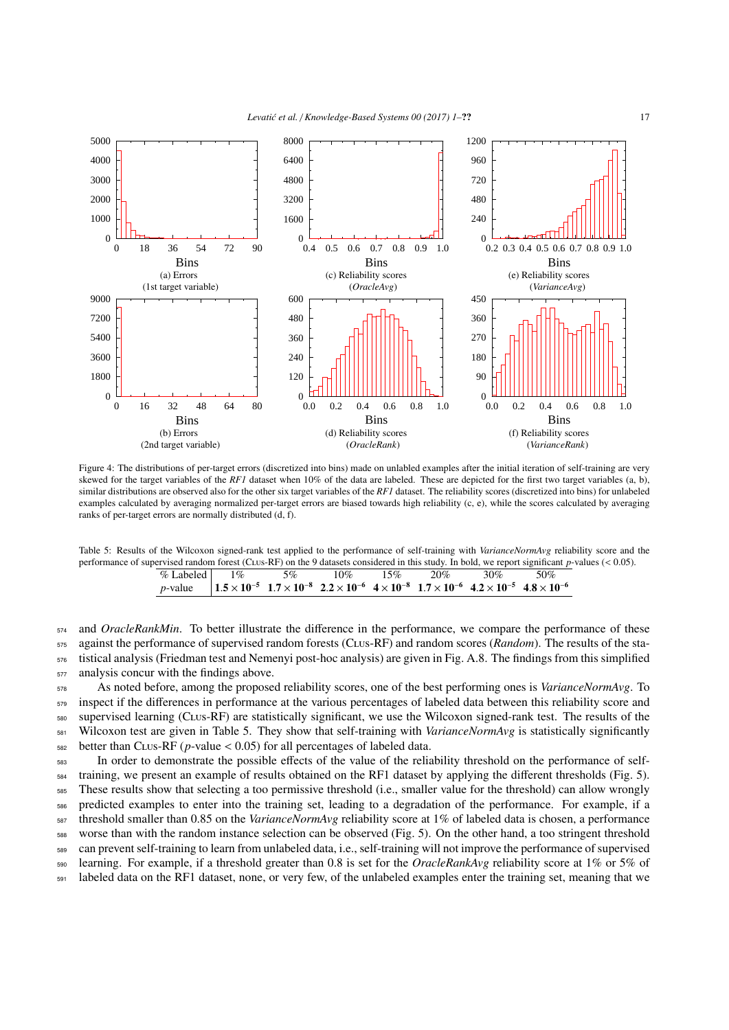Figure 4: The distributions of per-target errors (discretized into bins) made on unlabled examples after the initial iteration of self-training are very skewed for the target variables of the *RF1* dataset when 10% of the data are labeled. These are depicted for the first two target variables (a, b), similar distributions are observed also for the other six target variables of the *RF1* dataset. The reliability scores (discretized into bins) for unlabeled examples calculated by averaging normalized per-target errors are biased towards high reliability (c, e), while the scores calculated by averaging ranks of per-target errors are normally distributed (d, f).

Table 5: Results of the Wilcoxon signed-rank test applied to the performance of self-training with *VarianceNormAvg* reliability score and the performance of supervised random forest (Clus-RF) on the 9 datasets considered in this study. In bold, we report significant $p$-values ($< 0.05$).

| % Labeled | 1% | 5% | 10% | 15% | 20% | 30% | 50% |
|---|---|---|---|---|---|---|---|
| $p$-value | $\mathbf{1.5 \times 10^{-5}}$ | $\mathbf{1.7 \times 10^{-8}}$ | $\mathbf{2.2 \times 10^{-6}}$ | $\mathbf{4 \times 10^{-8}}$ | $\mathbf{1.7 \times 10^{-6}}$ | $\mathbf{4.2 \times 10^{-5}}$ | $\mathbf{4.8 \times 10^{-6}}$ |

and *OracleRankMin*. To better illustrate the difference in the performance, we compare the performance of these against the performance of supervised random forests (Clus-RF) and random scores (*Random*). The results of the statistical analysis (Friedman test and Nemenyi post-hoc analysis) are given in Fig. A.8. The findings from this simplified analysis concur with the findings above.

As noted before, among the proposed reliability scores, one of the best performing ones is *VarianceNormAvg*. To inspect if the differences in performance at the various percentages of labeled data between this reliability score and supervised learning (Clus-RF) are statistically significant, we use the Wilcoxon signed-rank test. The results of the Wilcoxon test are given in Table 5. They show that self-training with *VarianceNormAvg* is statistically significantly better than Clus-RF ($p$-value $< 0.05$) for all percentages of labeled data.

In order to demonstrate the possible effects of the value of the reliability threshold on the performance of self-training, we present an example of results obtained on the RF1 dataset by applying the different thresholds (Fig. 5). These results show that selecting a too permissive threshold (i.e., smaller value for the threshold) can allow wrongly predicted examples to enter into the training set, leading to a degradation of the performance. For example, if a threshold smaller than 0.85 on the *VarianceNormAvg* reliability score at 1% of labeled data is chosen, a performance worse than with the random instance selection can be observed (Fig. 5). On the other hand, a too stringent threshold can prevent self-training to learn from unlabeled data, i.e., self-training will not improve the performance of supervised learning. For example, if a threshold greater than 0.8 is set for the *OracleRankAvg* reliability score at 1% or 5% of labeled data on the RF1 dataset, none, or very few, of the unlabeled examples enter the training set, meaning that we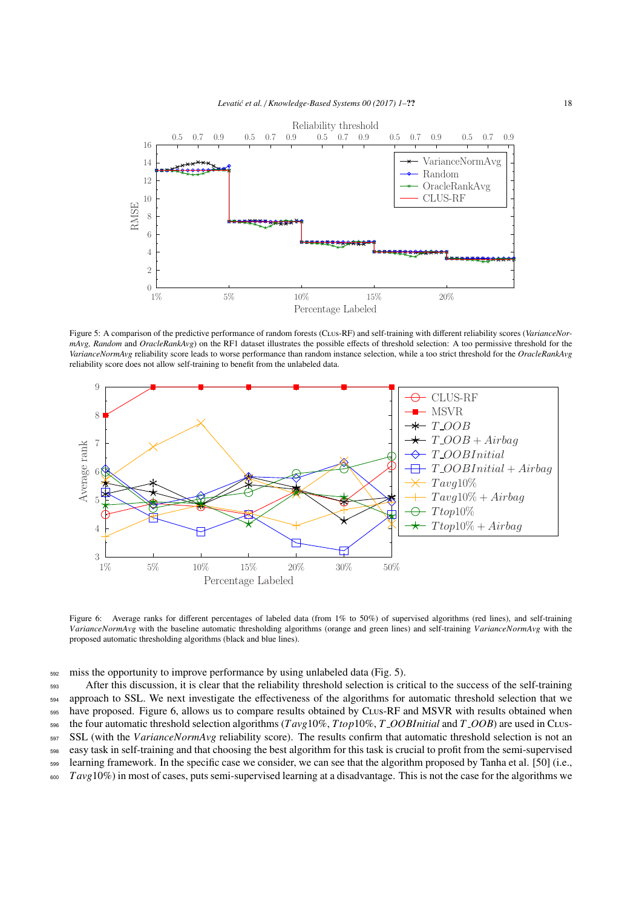Figure 5: A comparison of the predictive performance of random forests (CLUS-RF) and self-training with different reliability scores (*VarianceNormAvg, Random* and *OracleRankAvg*) on the RF1 dataset illustrates the possible effects of threshold selection: A too permissive threshold for the *VarianceNormAvg* reliability score leads to worse performance than random instance selection, while a too strict threshold for the *OracleRankAvg* reliability score does not allow self-training to benefit from the unlabeled data.

Figure 6: Average ranks for different percentages of labeled data (from 1% to 50%) of supervised algorithms (red lines), and self-training *VarianceNormAvg* with the baseline automatic thresholding algorithms (orange and green lines) and self-training *VarianceNormAvg* with the proposed automatic thresholding algorithms (black and blue lines).

miss the opportunity to improve performance by using unlabeled data (Fig. 5).

After this discussion, it is clear that the reliability threshold selection is critical to the success of the self-training approach to SSL. We next investigate the effectiveness of the algorithms for automatic threshold selection that we have proposed. Figure 6, allows us to compare results obtained by CLUS-RF and MSVR with results obtained when the four automatic threshold selection algorithms ($Tavg10\%$, $Ttop10\%$, *T_OOBInitial* and *T_OOB*) are used in CLUS-SSL (with the *VarianceNormAvg* reliability score). The results confirm that automatic threshold selection is not an easy task in self-training and that choosing the best algorithm for this task is crucial to profit from the semi-supervised learning framework. In the specific case we consider, we can see that the algorithm proposed by Tanha et al. [50] (i.e., $Tavg10\%$) in most of cases, puts semi-supervised learning at a disadvantage. This is not the case for the algorithms we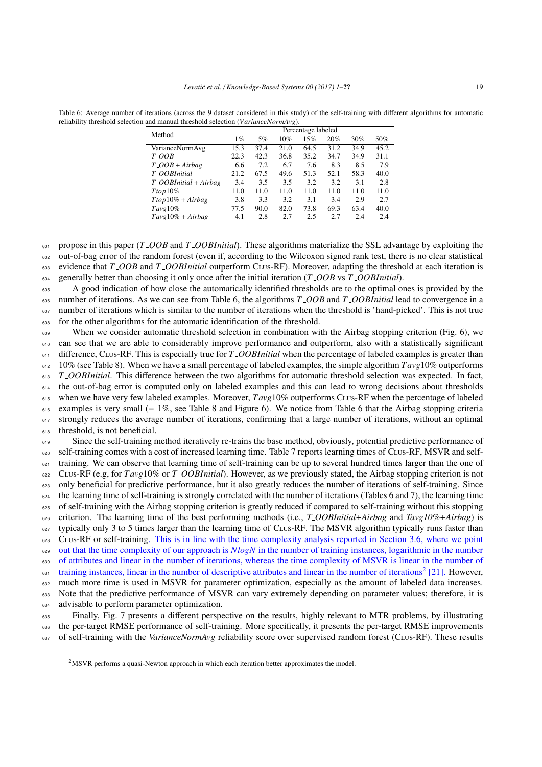Table 6: Average number of iterations (across the 9 dataset considered in this study) of the self-training with different algorithms for automatic reliability threshold selection and manual threshold selection (*VarianceNormAvg*).

| Method | Percentage labeled | | | | | | |
|---|---|---|---|---|---|---|---|
| | 1% | 5% | 10% | 15% | 20% | 30% | 50% |
| VarianceNormAvg | 15.3 | 37.4 | 21.0 | 64.5 | 31.2 | 34.9 | 45.2 |
| *T_OOB* | 22.3 | 42.3 | 36.8 | 35.2 | 34.7 | 34.9 | 31.1 |
| *T_OOB + Airbag* | 6.6 | 7.2 | 6.7 | 7.6 | 8.3 | 8.5 | 7.9 |
| *T_OOBInitial* | 21.2 | 67.5 | 49.6 | 51.3 | 52.1 | 58.3 | 40.0 |
| *T_OOBInitial + Airbag* | 3.4 | 3.5 | 3.5 | 3.2 | 3.2 | 3.1 | 2.8 |
| *Ttop*10% | 11.0 | 11.0 | 11.0 | 11.0 | 11.0 | 11.0 | 11.0 |
| *Ttop*10% + *Airbag* | 3.8 | 3.3 | 3.2 | 3.1 | 3.4 | 2.9 | 2.7 |
| *Tavg*10% | 77.5 | 90.0 | 82.0 | 73.8 | 69.3 | 63.4 | 40.0 |
| *Tavg*10% + *Airbag* | 4.1 | 2.8 | 2.7 | 2.5 | 2.7 | 2.4 | 2.4 |

propose in this paper (*T_OOB* and *T_OOBInitial*). These algorithms materialize the SSL advantage by exploiting the out-of-bag error of the random forest (even if, according to the Wilcoxon signed rank test, there is no clear statistical evidence that *T_OOB* and *T_OOBInitial* outperform Clus-RF). Moreover, adapting the threshold at each iteration is generally better than choosing it only once after the initial iteration (*T_OOB* vs *T_OOBInitial*).

A good indication of how close the automatically identified thresholds are to the optimal ones is provided by the number of iterations. As we can see from Table 6, the algorithms *T_OOB* and *T_OOBInitial* lead to convergence in a number of iterations which is similar to the number of iterations when the threshold is 'hand-picked'. This is not true for the other algorithms for the automatic identification of the threshold.

When we consider automatic threshold selection in combination with the Airbag stopping criterion (Fig. 6), we can see that we are able to considerably improve performance and outperform, also with a statistically significant difference, Clus-RF. This is especially true for *T_OOBInitial* when the percentage of labeled examples is greater than 10% (see Table 8). When we have a small percentage of labeled examples, the simple algorithm *Tavg*10% outperforms *T_OOBInitial*. This difference between the two algorithms for automatic threshold selection was expected. In fact, the out-of-bag error is computed only on labeled examples and this can lead to wrong decisions about thresholds when we have very few labeled examples. Moreover, *Tavg*10% outperforms Clus-RF when the percentage of labeled examples is very small (= 1%, see Table 8 and Figure 6). We notice from Table 6 that the Airbag stopping criteria strongly reduces the average number of iterations, confirming that a large number of iterations, without an optimal threshold, is not beneficial.

Since the self-training method iteratively re-trains the base method, obviously, potential predictive performance of self-training comes with a cost of increased learning time. Table 7 reports learning times of Clus-RF, MSVR and self-training. We can observe that learning time of self-training can be up to several hundred times larger than the one of Clus-RF (e.g, for *Tavg*10% or *T_OOBInitial*). However, as we previously stated, the Airbag stopping criterion is not only beneficial for predictive performance, but it also greatly reduces the number of iterations of self-training. Since the learning time of self-training is strongly correlated with the number of iterations (Tables 6 and 7), the learning time of self-training with the Airbag stopping criterion is greatly reduced if compared to self-training without this stopping criterion. The learning time of the best performing methods (i.e., *T_OOBInitial+Airbag* and *Tavg10%+Airbag*) is typically only 3 to 5 times larger than the learning time of Clus-RF. The MSVR algorithm typically runs faster than Clus-RF or self-training. This is in line with the time complexity analysis reported in Section 3.6, where we point out that the time complexity of our approach is *NlogN* in the number of training instances, logarithmic in the number of attributes and linear in the number of iterations, whereas the time complexity of MSVR is linear in the number of training instances, linear in the number of descriptive attributes and linear in the number of iterations[2] [21]. However, much more time is used in MSVR for parameter optimization, especially as the amount of labeled data increases. Note that the predictive performance of MSVR can vary extremely depending on parameter values; therefore, it is advisable to perform parameter optimization.

Finally, Fig. 7 presents a different perspective on the results, highly relevant to MTR problems, by illustrating the per-target RMSE performance of self-training. More specifically, it presents the per-target RMSE improvements of self-training with the *VarianceNormAvg* reliability score over supervised random forest (Clus-RF). These results

[2] MSVR performs a quasi-Newton approach in which each iteration better approximates the model.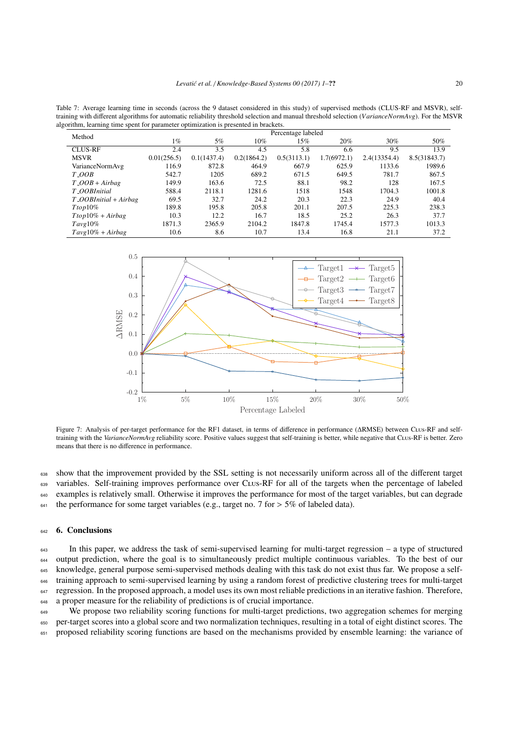Table 7: Average learning time in seconds (across the 9 dataset considered in this study) of supervised methods (CLUS-RF and MSVR), self-training with different algorithms for automatic reliability threshold selection and manual threshold selection (*VarianceNormAvg*). For the MSVR algorithm, learning time spent for parameter optimization is presented in brackets.

| Method | Percentage labeled | | | | | | |
|---|---|---|---|---|---|---|---|
| | 1% | 5% | 10% | 15% | 20% | 30% | 50% |
| CLUS-RF | 2.4 | 3.5 | 4.5 | 5.8 | 6.6 | 9.5 | 13.9 |
| MSVR | 0.01(256.5) | 0.1(1437.4) | 0.2(1864.2) | 0.5(3113.1) | 1.7(6972.1) | 2.4(13354.4) | 8.5(31843.7) |
| VarianceNormAvg | 116.9 | 872.8 | 464.9 | 667.9 | 625.9 | 1133.6 | 1989.6 |
| *T_OOB* | 542.7 | 1205 | 689.2 | 671.5 | 649.5 | 781.7 | 867.5 |
| *T_OOB + Airbag* | 149.9 | 163.6 | 72.5 | 88.1 | 98.2 | 128 | 167.5 |
| *T_OOBInitial* | 588.4 | 2118.1 | 1281.6 | 1518 | 1548 | 1704.3 | 1001.8 |
| *T_OOBInitial + Airbag* | 69.5 | 32.7 | 24.2 | 20.3 | 22.3 | 24.9 | 40.4 |
| *Ttop*10% | 189.8 | 195.8 | 205.8 | 201.1 | 207.5 | 225.3 | 238.3 |
| *Ttop*10% *+ Airbag* | 10.3 | 12.2 | 16.7 | 18.5 | 25.2 | 26.3 | 37.7 |
| *Tavg*10% | 1871.3 | 2365.9 | 2104.2 | 1847.8 | 1745.4 | 1577.3 | 1013.3 |
| *Tavg*10% *+ Airbag* | 10.6 | 8.6 | 10.7 | 13.4 | 16.8 | 21.1 | 37.2 |

Figure 7: Analysis of per-target performance for the RF1 dataset, in terms of difference in performance (ΔRMSE) between CLUS-RF and self-training with the *VarianceNormAvg* reliability score. Positive values suggest that self-training is better, while negative that CLUS-RF is better. Zero means that there is no difference in performance.

show that the improvement provided by the SSL setting is not necessarily uniform across all of the different target variables. Self-training improves performance over CLUS-RF for all of the targets when the percentage of labeled examples is relatively small. Otherwise it improves the performance for most of the target variables, but can degrade the performance for some target variables (e.g., target no. 7 for > 5% of labeled data).

## 6. Conclusions

In this paper, we address the task of semi-supervised learning for multi-target regression – a type of structured output prediction, where the goal is to simultaneously predict multiple continuous variables. To the best of our knowledge, general purpose semi-supervised methods dealing with this task do not exist thus far. We propose a self-training approach to semi-supervised learning by using a random forest of predictive clustering trees for multi-target regression. In the proposed approach, a model uses its own most reliable predictions in an iterative fashion. Therefore, a proper measure for the reliability of predictions is of crucial importance.

We propose two reliability scoring functions for multi-target predictions, two aggregation schemes for merging per-target scores into a global score and two normalization techniques, resulting in a total of eight distinct scores. The proposed reliability scoring functions are based on the mechanisms provided by ensemble learning: the variance of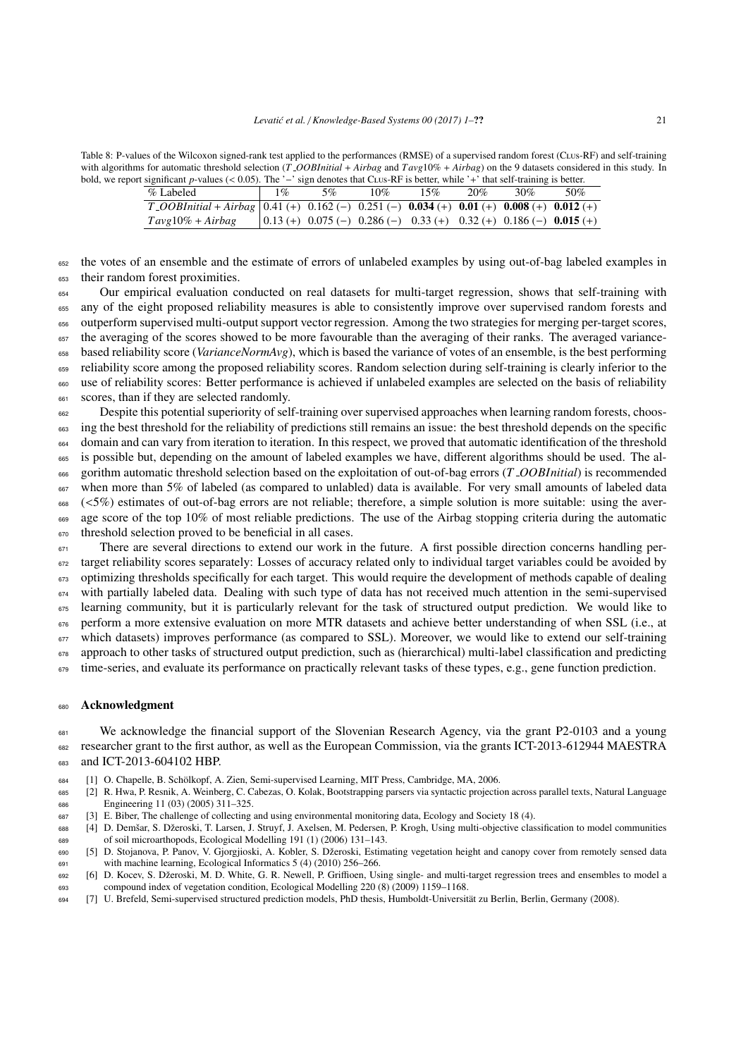Table 8: P-values of the Wilcoxon signed-rank test applied to the performances (RMSE) of a supervised random forest (Clus-RF) and self-training with algorithms for automatic threshold selection ($T\_OOBInitial + Airbag$ and $Tavg10\% + Airbag$) on the 9 datasets considered in this study. In bold, we report significant $p$-values ($< 0.05$). The '−' sign denotes that Clus-RF is better, while '+' that self-training is better.

| % Labeled | 1% | 5% | 10% | 15% | 20% | 30% | 50% |
|---|---|---|---|---|---|---|---|
| $T\_OOBInitial + Airbag$ | 0.41 (+) | 0.162 (−) | 0.251 (−) | **0.034** (+) | **0.01** (+) | **0.008** (+) | **0.012** (+) |
| $Tavg10\% + Airbag$ | 0.13 (+) | 0.075 (−) | 0.286 (−) | 0.33 (+) | 0.32 (+) | 0.186 (−) | **0.015** (+) |

the votes of an ensemble and the estimate of errors of unlabeled examples by using out-of-bag labeled examples in their random forest proximities.

Our empirical evaluation conducted on real datasets for multi-target regression, shows that self-training with any of the eight proposed reliability measures is able to consistently improve over supervised random forests and outperform supervised multi-output support vector regression. Among the two strategies for merging per-target scores, the averaging of the scores showed to be more favourable than the averaging of their ranks. The averaged variance-based reliability score (*VarianceNormAvg*), which is based the variance of votes of an ensemble, is the best performing reliability score among the proposed reliability scores. Random selection during self-training is clearly inferior to the use of reliability scores: Better performance is achieved if unlabeled examples are selected on the basis of reliability scores, than if they are selected randomly.

Despite this potential superiority of self-training over supervised approaches when learning random forests, choosing the best threshold for the reliability of predictions still remains an issue: the best threshold depends on the specific domain and can vary from iteration to iteration. In this respect, we proved that automatic identification of the threshold is possible but, depending on the amount of labeled examples we have, different algorithms should be used. The algorithm automatic threshold selection based on the exploitation of out-of-bag errors ($T\_OOBInitial$) is recommended when more than 5% of labeled (as compared to unlabled) data is available. For very small amounts of labeled data (<5%) estimates of out-of-bag errors are not reliable; therefore, a simple solution is more suitable: using the average score of the top 10% of most reliable predictions. The use of the Airbag stopping criteria during the automatic threshold selection proved to be beneficial in all cases.

There are several directions to extend our work in the future. A first possible direction concerns handling per-target reliability scores separately: Losses of accuracy related only to individual target variables could be avoided by optimizing thresholds specifically for each target. This would require the development of methods capable of dealing with partially labeled data. Dealing with such type of data has not received much attention in the semi-supervised learning community, but it is particularly relevant for the task of structured output prediction. We would like to perform a more extensive evaluation on more MTR datasets and achieve better understanding of when SSL (i.e., at which datasets) improves performance (as compared to SSL). Moreover, we would like to extend our self-training approach to other tasks of structured output prediction, such as (hierarchical) multi-label classification and predicting time-series, and evaluate its performance on practically relevant tasks of these types, e.g., gene function prediction.

## Acknowledgment

We acknowledge the financial support of the Slovenian Research Agency, via the grant P2-0103 and a young researcher grant to the first author, as well as the European Commission, via the grants ICT-2013-612944 MAESTRA and ICT-2013-604102 HBP.

[1] O. Chapelle, B. Schölkopf, A. Zien, Semi-supervised Learning, MIT Press, Cambridge, MA, 2006.

[2] R. Hwa, P. Resnik, A. Weinberg, C. Cabezas, O. Kolak, Bootstrapping parsers via syntactic projection across parallel texts, Natural Language Engineering 11 (03) (2005) 311–325.

[3] E. Biber, The challenge of collecting and using environmental monitoring data, Ecology and Society 18 (4).

[4] D. Demšar, S. Džeroski, T. Larsen, J. Struyf, J. Axelsen, M. Pedersen, P. Krogh, Using multi-objective classification to model communities of soil microarthopods, Ecological Modelling 191 (1) (2006) 131–143.

[5] D. Stojanova, P. Panov, V. Gjorgjioski, A. Kobler, S. Džeroski, Estimating vegetation height and canopy cover from remotely sensed data with machine learning, Ecological Informatics 5 (4) (2010) 256–266.

[6] D. Kocev, S. Džeroski, M. D. White, G. R. Newell, P. Griffioen, Using single- and multi-target regression trees and ensembles to model a compound index of vegetation condition, Ecological Modelling 220 (8) (2009) 1159–1168.

[7] U. Brefeld, Semi-supervised structured prediction models, PhD thesis, Humboldt-Universität zu Berlin, Berlin, Germany (2008).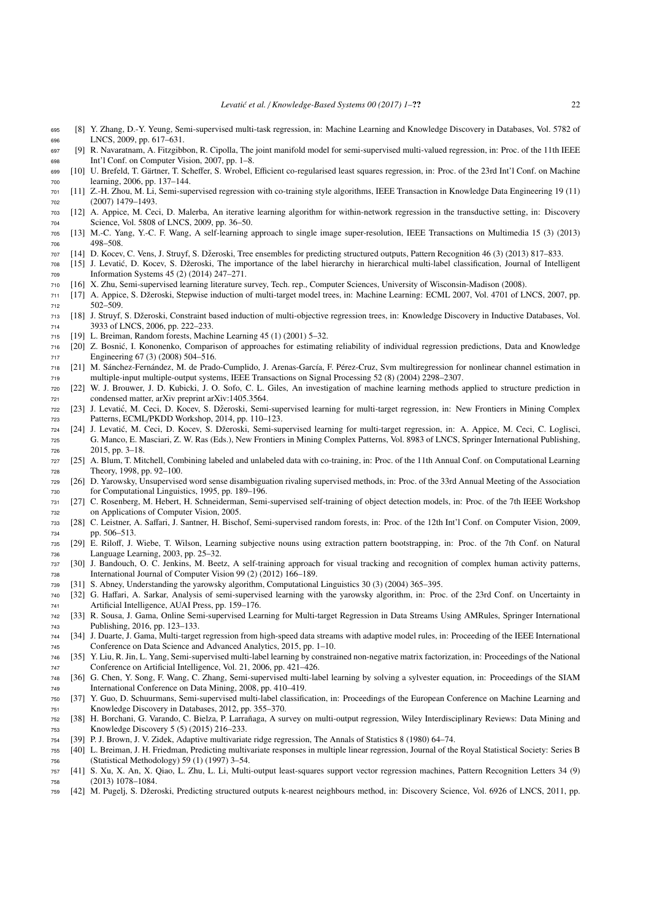[8] Y. Zhang, D.-Y. Yeung, Semi-supervised multi-task regression, in: Machine Learning and Knowledge Discovery in Databases, Vol. 5782 of LNCS, 2009, pp. 617–631.

[9] R. Navaratnam, A. Fitzgibbon, R. Cipolla, The joint manifold model for semi-supervised multi-valued regression, in: Proc. of the 11th IEEE Int'l Conf. on Computer Vision, 2007, pp. 1–8.

[10] U. Brefeld, T. Gärtner, T. Scheffer, S. Wrobel, Efficient co-regularised least squares regression, in: Proc. of the 23rd Int'l Conf. on Machine learning, 2006, pp. 137–144.

[11] Z.-H. Zhou, M. Li, Semi-supervised regression with co-training style algorithms, IEEE Transaction in Knowledge Data Engineering 19 (11) (2007) 1479–1493.

[12] A. Appice, M. Ceci, D. Malerba, An iterative learning algorithm for within-network regression in the transductive setting, in: Discovery Science, Vol. 5808 of LNCS, 2009, pp. 36–50.

[13] M.-C. Yang, Y.-C. F. Wang, A self-learning approach to single image super-resolution, IEEE Transactions on Multimedia 15 (3) (2013) 498–508.

[14] D. Kocev, C. Vens, J. Struyf, S. Džeroski, Tree ensembles for predicting structured outputs, Pattern Recognition 46 (3) (2013) 817–833.

[15] J. Levatić, D. Kocev, S. Džeroski, The importance of the label hierarchy in hierarchical multi-label classification, Journal of Intelligent Information Systems 45 (2) (2014) 247–271.

[16] X. Zhu, Semi-supervised learning literature survey, Tech. rep., Computer Sciences, University of Wisconsin-Madison (2008).

[17] A. Appice, S. Džeroski, Stepwise induction of multi-target model trees, in: Machine Learning: ECML 2007, Vol. 4701 of LNCS, 2007, pp. 502–509.

[18] J. Struyf, S. Džeroski, Constraint based induction of multi-objective regression trees, in: Knowledge Discovery in Inductive Databases, Vol. 3933 of LNCS, 2006, pp. 222–233.

[19] L. Breiman, Random forests, Machine Learning 45 (1) (2001) 5–32.

[20] Z. Bosnić, I. Kononenko, Comparison of approaches for estimating reliability of individual regression predictions, Data and Knowledge Engineering 67 (3) (2008) 504–516.

[21] M. Sánchez-Fernández, M. de Prado-Cumplido, J. Arenas-García, F. Pérez-Cruz, Svm multiregression for nonlinear channel estimation in multiple-input multiple-output systems, IEEE Transactions on Signal Processing 52 (8) (2004) 2298–2307.

[22] W. J. Brouwer, J. D. Kubicki, J. O. Sofo, C. L. Giles, An investigation of machine learning methods applied to structure prediction in condensed matter, arXiv preprint arXiv:1405.3564.

[23] J. Levatić, M. Ceci, D. Kocev, S. Džeroski, Semi-supervised learning for multi-target regression, in: New Frontiers in Mining Complex Patterns, ECML/PKDD Workshop, 2014, pp. 110–123.

[24] J. Levatić, M. Ceci, D. Kocev, S. Džeroski, Semi-supervised learning for multi-target regression, in: A. Appice, M. Ceci, C. Loglisci, G. Manco, E. Masciari, Z. W. Ras (Eds.), New Frontiers in Mining Complex Patterns, Vol. 8983 of LNCS, Springer International Publishing, 2015, pp. 3–18.

[25] A. Blum, T. Mitchell, Combining labeled and unlabeled data with co-training, in: Proc. of the 11th Annual Conf. on Computational Learning Theory, 1998, pp. 92–100.

[26] D. Yarowsky, Unsupervised word sense disambiguation rivaling supervised methods, in: Proc. of the 33rd Annual Meeting of the Association for Computational Linguistics, 1995, pp. 189–196.

[27] C. Rosenberg, M. Hebert, H. Schneiderman, Semi-supervised self-training of object detection models, in: Proc. of the 7th IEEE Workshop on Applications of Computer Vision, 2005.

[28] C. Leistner, A. Saffari, J. Santner, H. Bischof, Semi-supervised random forests, in: Proc. of the 12th Int'l Conf. on Computer Vision, 2009, pp. 506–513.

[29] E. Riloff, J. Wiebe, T. Wilson, Learning subjective nouns using extraction pattern bootstrapping, in: Proc. of the 7th Conf. on Natural Language Learning, 2003, pp. 25–32.

[30] J. Bandouch, O. C. Jenkins, M. Beetz, A self-training approach for visual tracking and recognition of complex human activity patterns, International Journal of Computer Vision 99 (2) (2012) 166–189.

[31] S. Abney, Understanding the yarowsky algorithm, Computational Linguistics 30 (3) (2004) 365–395.

[32] G. Haffari, A. Sarkar, Analysis of semi-supervised learning with the yarowsky algorithm, in: Proc. of the 23rd Conf. on Uncertainty in Artificial Intelligence, AUAI Press, pp. 159–176.

[33] R. Sousa, J. Gama, Online Semi-supervised Learning for Multi-target Regression in Data Streams Using AMRules, Springer International Publishing, 2016, pp. 123–133.

[34] J. Duarte, J. Gama, Multi-target regression from high-speed data streams with adaptive model rules, in: Proceeding of the IEEE International Conference on Data Science and Advanced Analytics, 2015, pp. 1–10.

[35] Y. Liu, R. Jin, L. Yang, Semi-supervised multi-label learning by constrained non-negative matrix factorization, in: Proceedings of the National Conference on Artificial Intelligence, Vol. 21, 2006, pp. 421–426.

[36] G. Chen, Y. Song, F. Wang, C. Zhang, Semi-supervised multi-label learning by solving a sylvester equation, in: Proceedings of the SIAM International Conference on Data Mining, 2008, pp. 410–419.

[37] Y. Guo, D. Schuurmans, Semi-supervised multi-label classification, in: Proceedings of the European Conference on Machine Learning and Knowledge Discovery in Databases, 2012, pp. 355–370.

[38] H. Borchani, G. Varando, C. Bielza, P. Larrañaga, A survey on multi-output regression, Wiley Interdisciplinary Reviews: Data Mining and Knowledge Discovery 5 (5) (2015) 216–233.

[39] P. J. Brown, J. V. Zidek, Adaptive multivariate ridge regression, The Annals of Statistics 8 (1980) 64–74.

[40] L. Breiman, J. H. Friedman, Predicting multivariate responses in multiple linear regression, Journal of the Royal Statistical Society: Series B (Statistical Methodology) 59 (1) (1997) 3–54.

[41] S. Xu, X. An, X. Qiao, L. Zhu, L. Li, Multi-output least-squares support vector regression machines, Pattern Recognition Letters 34 (9) (2013) 1078–1084.

[42] M. Pugelj, S. Džeroski, Predicting structured outputs k-nearest neighbours method, in: Discovery Science, Vol. 6926 of LNCS, 2011, pp.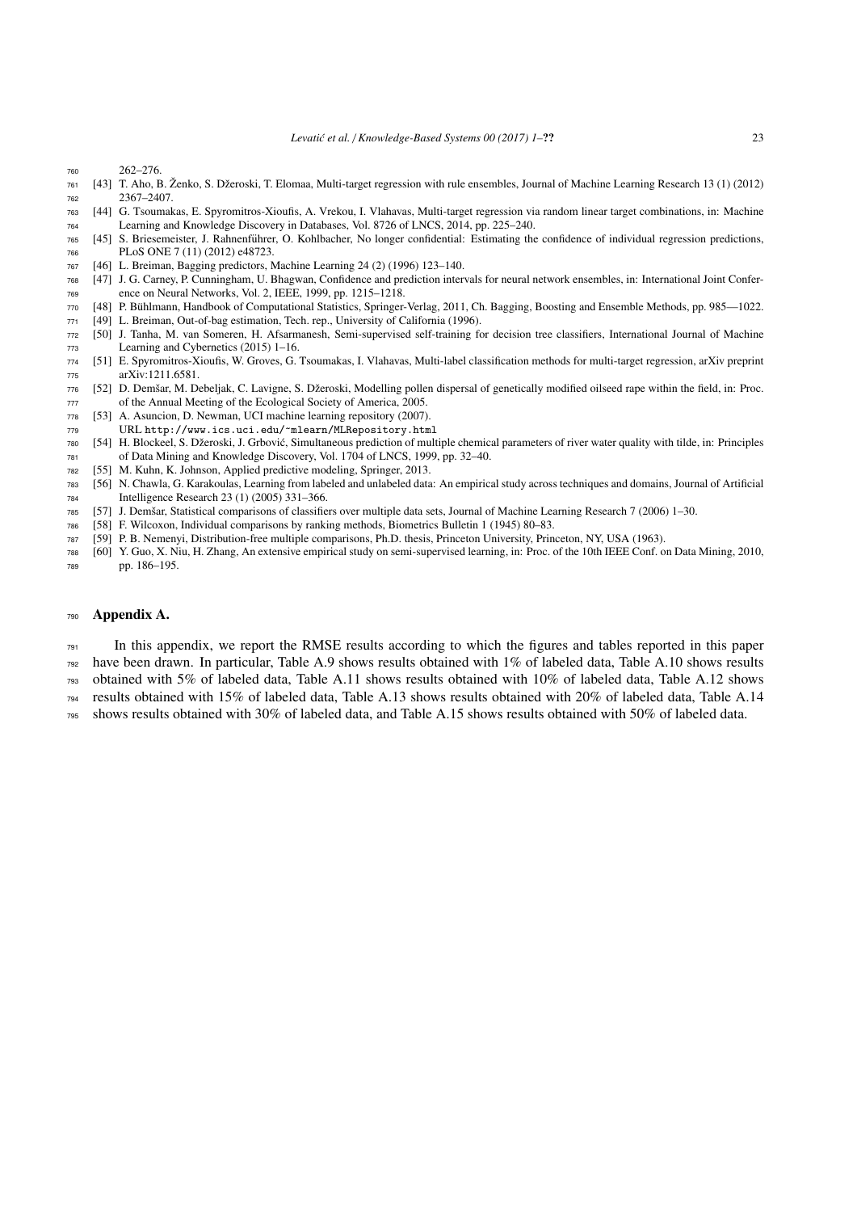262–276.

[43] T. Aho, B. Ženko, S. Džeroski, T. Elomaa, Multi-target regression with rule ensembles, Journal of Machine Learning Research 13 (1) (2012) 2367–2407.

[44] G. Tsoumakas, E. Spyromitros-Xioufis, A. Vrekou, I. Vlahavas, Multi-target regression via random linear target combinations, in: Machine Learning and Knowledge Discovery in Databases, Vol. 8726 of LNCS, 2014, pp. 225–240.

[45] S. Briesemeister, J. Rahnenführer, O. Kohlbacher, No longer confidential: Estimating the confidence of individual regression predictions, PLoS ONE 7 (11) (2012) e48723.

[46] L. Breiman, Bagging predictors, Machine Learning 24 (2) (1996) 123–140.

[47] J. G. Carney, P. Cunningham, U. Bhagwan, Confidence and prediction intervals for neural network ensembles, in: International Joint Conference on Neural Networks, Vol. 2, IEEE, 1999, pp. 1215–1218.

[48] P. Bühlmann, Handbook of Computational Statistics, Springer-Verlag, 2011, Ch. Bagging, Boosting and Ensemble Methods, pp. 985—1022.

[49] L. Breiman, Out-of-bag estimation, Tech. rep., University of California (1996).

[50] J. Tanha, M. van Someren, H. Afsarmanesh, Semi-supervised self-training for decision tree classifiers, International Journal of Machine Learning and Cybernetics (2015) 1–16.

[51] E. Spyromitros-Xioufis, W. Groves, G. Tsoumakas, I. Vlahavas, Multi-label classification methods for multi-target regression, arXiv preprint arXiv:1211.6581.

[52] D. Demšar, M. Debeljak, C. Lavigne, S. Džeroski, Modelling pollen dispersal of genetically modified oilseed rape within the field, in: Proc. of the Annual Meeting of the Ecological Society of America, 2005.

[53] A. Asuncion, D. Newman, UCI machine learning repository (2007).
URL http://www.ics.uci.edu/~mlearn/MLRepository.html

[54] H. Blockeel, S. Džeroski, J. Grbović, Simultaneous prediction of multiple chemical parameters of river water quality with tilde, in: Principles of Data Mining and Knowledge Discovery, Vol. 1704 of LNCS, 1999, pp. 32–40.

[55] M. Kuhn, K. Johnson, Applied predictive modeling, Springer, 2013.

[56] N. Chawla, G. Karakoulas, Learning from labeled and unlabeled data: An empirical study across techniques and domains, Journal of Artificial Intelligence Research 23 (1) (2005) 331–366.

[57] J. Demšar, Statistical comparisons of classifiers over multiple data sets, Journal of Machine Learning Research 7 (2006) 1–30.

[58] F. Wilcoxon, Individual comparisons by ranking methods, Biometrics Bulletin 1 (1945) 80–83.

[59] P. B. Nemenyi, Distribution-free multiple comparisons, Ph.D. thesis, Princeton University, Princeton, NY, USA (1963).

[60] Y. Guo, X. Niu, H. Zhang, An extensive empirical study on semi-supervised learning, in: Proc. of the 10th IEEE Conf. on Data Mining, 2010, pp. 186–195.

## Appendix A.

In this appendix, we report the RMSE results according to which the figures and tables reported in this paper have been drawn. In particular, Table A.9 shows results obtained with 1% of labeled data, Table A.10 shows results obtained with 5% of labeled data, Table A.11 shows results obtained with 10% of labeled data, Table A.12 shows results obtained with 15% of labeled data, Table A.13 shows results obtained with 20% of labeled data, Table A.14 shows results obtained with 30% of labeled data, and Table A.15 shows results obtained with 50% of labeled data.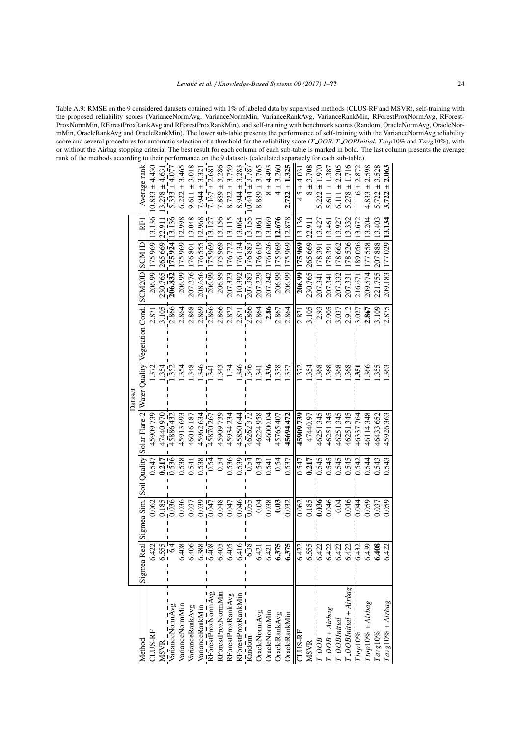Table A.9: RMSE on the 9 considered datasets obtained with 1% of labeled data by supervised methods (CLUS-RF and MSVR), self-training with the proposed reliability scores (VarianceNormAvg, VarianceNormMin, VarianceRankAvg, VarianceRankMin, RForestProxNormAvg, RForest-ProxNormMin, RForestProxRankAvg and RForestProxRankMin), and self-training with benchmark scores (Random, OracleNormAvg, OracleNormMin, OracleRankAvg and OracleRankMin). The lower sub-table presents the performance of self-training with the VarianceNormAvg reliability score and several procedures for automatic selection of a threshold for the reliability score ($T\_OOB$, $T\_OOBInitial$, $Ttop10\%$ and $Tavg10\%$), with or without the Airbag stopping criteria. The best result for each column of each sub-table is marked in bold. The last column presents the average rank of the methods according to their performance on the 9 datasets (calculated separately for each sub-table).

| Method | Dataset | | | | | | | | | Average rank |
|---|---|---|---|---|---|---|---|---|---|---|
| | Sigmea Real | Sigmea Sim. | Soil Quality | Solar Flare-2 | Water Quality | Vegetation Cond. | SCM20D | SCM1D | RF1 | |
| CLUS-RF | 6.422 | 0.062 | 0.547 | 45909.739 | 1.372 | 2.871 | 206.99 | 175.969 | 13.136 | 10.833 ± 4.430 |
| MSVR | 6.555 | 0.185 | **0.217** | 47440.970 | 1.354 | 3.105 | 230.765 | 265.669 | 22.911 | 13.278 ± 4.631 |
| VarianceNormAvg | 6.4 | 0.036 | 0.536 | 45886.432 | 1.352 | 2.866 | **206.832** | **175.924** | 13.136 | 5.333 ± 4.077 |
| VarianceNormMin | 6.408 | 0.036 | 0.538 | 45913.693 | 1.354 | 2.864 | 206.99 | 175.969 | 12.998 | 6.222 ± 3.465 |
| VarianceRankAvg | 6.406 | 0.037 | 0.541 | 46016.187 | 1.348 | 2.868 | 207.276 | 176.801 | 13.048 | 9.611 ± 3.018 |
| VarianceRankMin | 6.388 | 0.039 | 0.538 | 45962.634 | 1.346 | 2.869 | 208.656 | 176.555 | 12.968 | 7.944 ± 3.321 |
| RForestProxNormAvg | 6.408 | 0.047 | 0.54 | 45870.267 | 1.341 | 2.866 | 206.99 | 175.969 | 13.127 | 7.167 ± 2.681 |
| RForestProxNormMin | 6.405 | 0.048 | 0.54 | 45909.739 | 1.343 | 2.866 | 206.99 | 175.969 | 13.156 | 7.889 ± 3.286 |
| RForestProxRankAvg | 6.405 | 0.047 | 0.536 | 45934.234 | 1.34 | 2.872 | 207.323 | 176.772 | 13.115 | 8.722 ± 3.759 |
| RForestProxRankMin | 6.416 | 0.046 | 0.539 | 45850.644 | 1.346 | 2.871 | 210.392 | 176.134 | 13.064 | 8.944 ± 3.283 |
| Random | 6.38 | 0.055 | 0.54 | 46262.372 | 1.346 | 2.866 | 207.383 | 176.883 | 13.155 | 10.444 ± 3.787 |
| OracleNormAvg | 6.421 | 0.04 | 0.543 | 46224.958 | 1.341 | 2.864 | 207.229 | 176.619 | 13.061 | 8.889 ± 3.765 |
| OracleNormMin | 6.421 | 0.038 | 0.541 | 46000.04 | **1.336** | **2.86** | 207.242 | 176.626 | 13.069 | 8 ± 4.493 |
| OracleRankAvg | **6.375** | **0.03** | 0.54 | 45765.407 | 1.338 | 2.867 | 206.99 | 175.969 | **12.676** | 4 ± 3.260 |
| OracleRankMin | **6.375** | 0.032 | 0.537 | **45694.472** | 1.337 | 2.864 | 206.99 | 175.969 | 12.878 | **2.722 ± 1.325** |
| CLUS-RF | 6.422 | 0.062 | 0.547 | **45909.739** | 1.372 | 2.871 | **206.99** | **175.969** | 13.136 | 4.5 ± 4.031 |
| MSVR | 6.555 | 0.185 | **0.217** | 47440.97 | 1.354 | 3.105 | 230.765 | 265.669 | 22.911 | 8 ± 3.708 |
| $T\_OOB$ | 6.422 | **0.036** | 0.545 | 46251.345 | 1.368 | 2.93 | 207.341 | 178.391 | 13.427 | 5.222 ± 1.970 |
| $T\_OOB + Airbag$ | 6.422 | 0.046 | 0.545 | 46251.345 | 1.368 | 2.905 | 207.341 | 178.391 | 13.461 | 5.611 ± 1.387 |
| $T\_OOBInitial$ | 6.422 | 0.04 | 0.545 | 46251.345 | 1.368 | 3.037 | 207.332 | 178.662 | 13.927 | 6.111 ± 2.205 |
| $T\_OOBInitial + Airbag$ | 6.422 | 0.046 | 0.545 | 46251.345 | 1.368 | 2.912 | 207.331 | 178.526 | 13.332 | 5.278 ± 1.716 |
| $Ttop10\%$ | 6.432 | 0.044 | 0.542 | 46337.764 | **1.351** | 3.027 | 216.671 | 189.056 | 13.672 | 6 ± 2.872 |
| $Ttop10\% + Airbag$ | 6.439 | 0.059 | 0.544 | 46114.348 | 1.366 | **2.867** | 209.574 | 177.558 | 13.204 | 4.833 ± 2.598 |
| $Tavg10\%$ | **6.408** | 0.037 | 0.543 | 46433.652 | 1.355 | 3.109 | 221.755 | 207.888 | 13.403 | 5.722 ± 3.528 |
| $Tavg10\% + Airbag$ | 6.422 | 0.059 | 0.543 | 45926.363 | 1.363 | 2.875 | 209.183 | 177.029 | **13.134** | **3.722 ± 2.063** |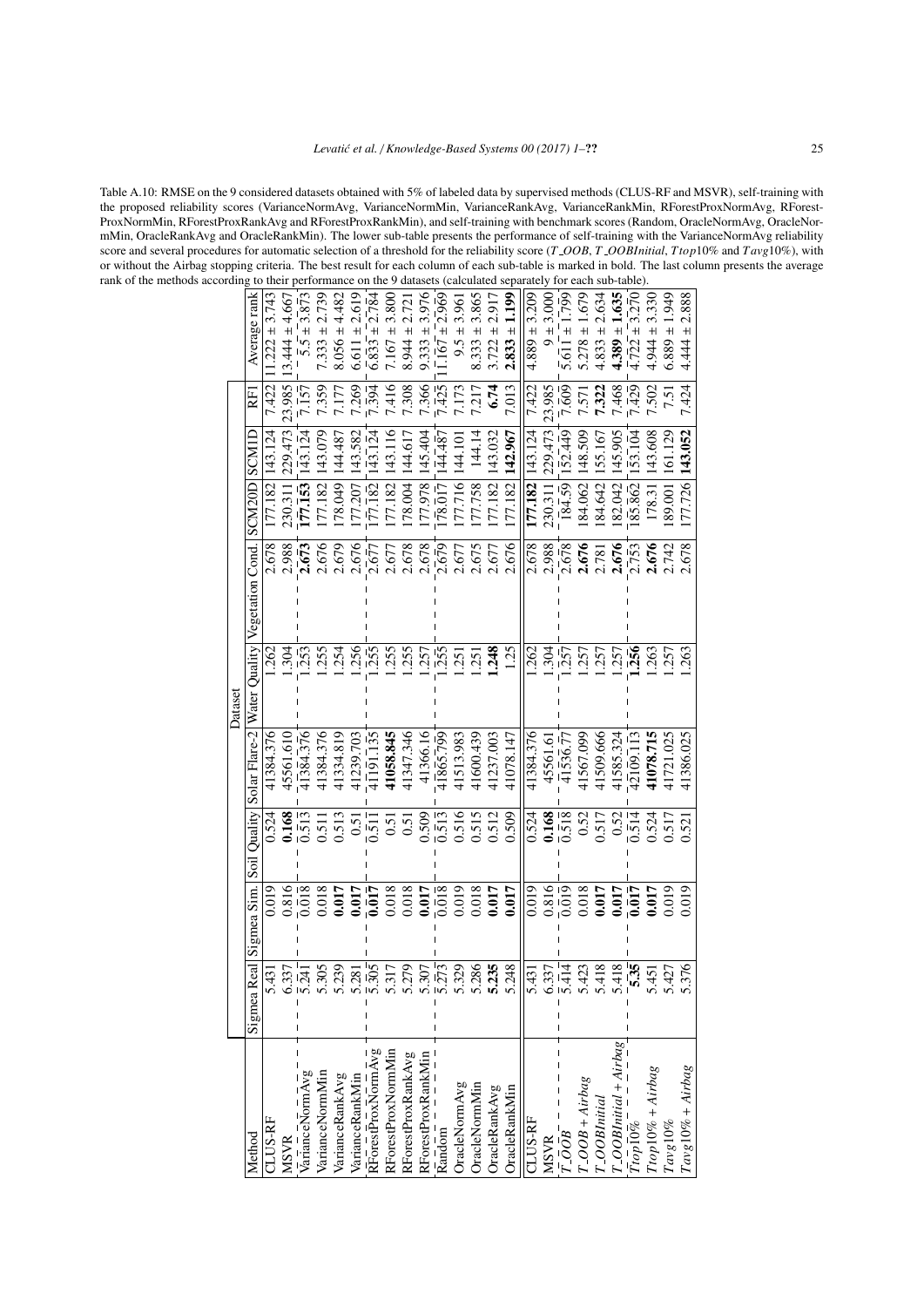Table A.10: RMSE on the 9 considered datasets obtained with 5% of labeled data by supervised methods (CLUS-RF and MSVR), self-training with the proposed reliability scores (VarianceNormAvg, VarianceNormMin, VarianceRankAvg, VarianceRankMin, RForestProxNormAvg, RForest-ProxNormMin, RForestProxRankAvg and RForestProxRankMin), and self-training with benchmark scores (Random, OracleNormAvg, OracleNormMin, OracleRankAvg and OracleRankMin). The lower sub-table presents the performance of self-training with the VarianceNormAvg reliability score and several procedures for automatic selection of a threshold for the reliability score ($T\_OOB$, $T\_OOBInitial$, $Ttop10\%$ and $Tavg10\%$), with or without the Airbag stopping criteria. The best result for each column of each sub-table is marked in bold. The last column presents the average rank of the methods according to their performance on the 9 datasets (calculated separately for each sub-table).

| Method | Dataset | | | | | | | | | Average rank |
|---|---|---|---|---|---|---|---|---|---|---|
| | Sigmea Real | Sigmea Sim. | Soil Quality | Solar Flare-2 | Water Quality | Vegetation Cond. | SCM20D | SCM1D | RF1 | |
| CLUS-RF | 5.431 | 0.019 | 0.524 | 41384.376 | 1.262 | 2.678 | 177.182 | 143.124 | 7.422 | 11.222 ± 3.743 |
| MSVR | 6.337 | 0.816 | **0.168** | 45561.610 | 1.304 | 2.988 | 230.311 | 229.473 | 23.985 | 13.444 ± 4.667 |
| VarianceNormAvg | 5.241 | 0.018 | 0.513 | 41384.376 | 1.253 | **2.673** | **177.153** | 143.124 | 7.157 | 5.5 ± 3.873 |
| VarianceNormMin | 5.305 | 0.018 | 0.511 | 41384.376 | 1.255 | 2.676 | 177.182 | 143.079 | 7.359 | 7.333 ± 2.739 |
| VarianceRankAvg | 5.239 | **0.017** | 0.513 | 41334.819 | 1.254 | 2.679 | 178.049 | 144.487 | 7.177 | 8.056 ± 4.482 |
| VarianceRankMin | 5.281 | **0.017** | 0.51 | 41239.703 | 1.256 | 2.676 | 177.207 | 143.582 | 7.269 | 6.611 ± 2.619 |
| RForestProxNormAvg | 5.305 | **0.017** | 0.511 | 41191.135 | 1.255 | 2.677 | 177.182 | 143.124 | 7.394 | 6.833 ± 2.784 |
| RForestProxNormMin | 5.317 | 0.018 | 0.51 | **41058.845** | 1.255 | 2.677 | 177.182 | 143.116 | 7.416 | 7.167 ± 3.800 |
| RForestProxRankAvg | 5.279 | 0.018 | 0.51 | 41347.346 | 1.255 | 2.678 | 178.004 | 144.617 | 7.308 | 8.944 ± 2.721 |
| RForestProxRankMin | 5.307 | **0.017** | 0.509 | 41366.16 | 1.257 | 2.678 | 177.978 | 145.404 | 7.366 | 9.333 ± 3.976 |
| Random | 5.273 | 0.018 | 0.513 | 41865.799 | 1.255 | 2.679 | 178.017 | 144.487 | 7.425 | 11.167 ± 2.969 |
| OracleNormAvg | 5.329 | 0.019 | 0.516 | 41513.983 | 1.251 | 2.677 | 177.716 | 144.101 | 7.173 | 9.5 ± 3.961 |
| OracleNormMin | 5.286 | 0.018 | 0.515 | 41600.439 | 1.251 | 2.675 | 177.758 | 144.14 | 7.217 | 8.333 ± 3.865 |
| OracleRankAvg | **5.235** | **0.017** | 0.512 | 41237.003 | **1.248** | 2.677 | 177.182 | 143.032 | **6.74** | 3.722 ± 2.917 |
| OracleRankMin | 5.248 | **0.017** | 0.509 | 41078.147 | 1.25 | 2.676 | 177.182 | **142.967** | 7.013 | **2.833 ± 1.199** |
| CLUS-RF | 5.431 | 0.019 | 0.524 | 41384.376 | 1.262 | 2.678 | **177.182** | 143.124 | 7.422 | 4.889 ± 3.209 |
| MSVR | 6.337 | 0.816 | **0.168** | 45561.61 | 1.304 | 2.988 | 230.311 | 229.473 | 23.985 | 9 ± 3.000 |
| *T_OOB* | 5.414 | 0.019 | 0.518 | 41536.77 | 1.257 | 2.678 | 184.59 | 152.449 | 7.609 | 5.611 ± 1.799 |
| *T_OOB + Airbag* | 5.423 | 0.018 | 0.52 | 41567.099 | 1.257 | **2.676** | 184.062 | 148.509 | 7.571 | 5.278 ± 1.679 |
| *T_OOBInitial* | 5.418 | **0.017** | 0.517 | 41509.666 | 1.257 | 2.781 | 184.642 | 155.167 | **7.322** | 4.833 ± 2.634 |
| *T_OOBInitial + Airbag* | 5.418 | **0.017** | 0.52 | 41585.324 | 1.257 | **2.676** | 182.042 | 145.905 | 7.468 | **4.389 ± 1.635** |
| *Ttop10%* | **5.35** | **0.017** | 0.514 | 42109.113 | **1.256** | 2.753 | 185.862 | 153.104 | 7.429 | 4.722 ± 3.270 |
| *Ttop10% + Airbag* | 5.451 | **0.017** | 0.524 | **41078.715** | 1.263 | **2.676** | 178.31 | 143.608 | 7.502 | 4.944 ± 3.330 |
| *Tavg10%* | 5.427 | 0.019 | 0.517 | 41721.025 | 1.257 | 2.742 | 189.001 | 161.129 | 7.51 | 6.889 ± 1.949 |
| *Tavg10% + Airbag* | 5.376 | 0.019 | 0.521 | 41386.025 | 1.263 | 2.678 | 177.726 | **143.052** | 7.424 | 4.444 ± 2.888 |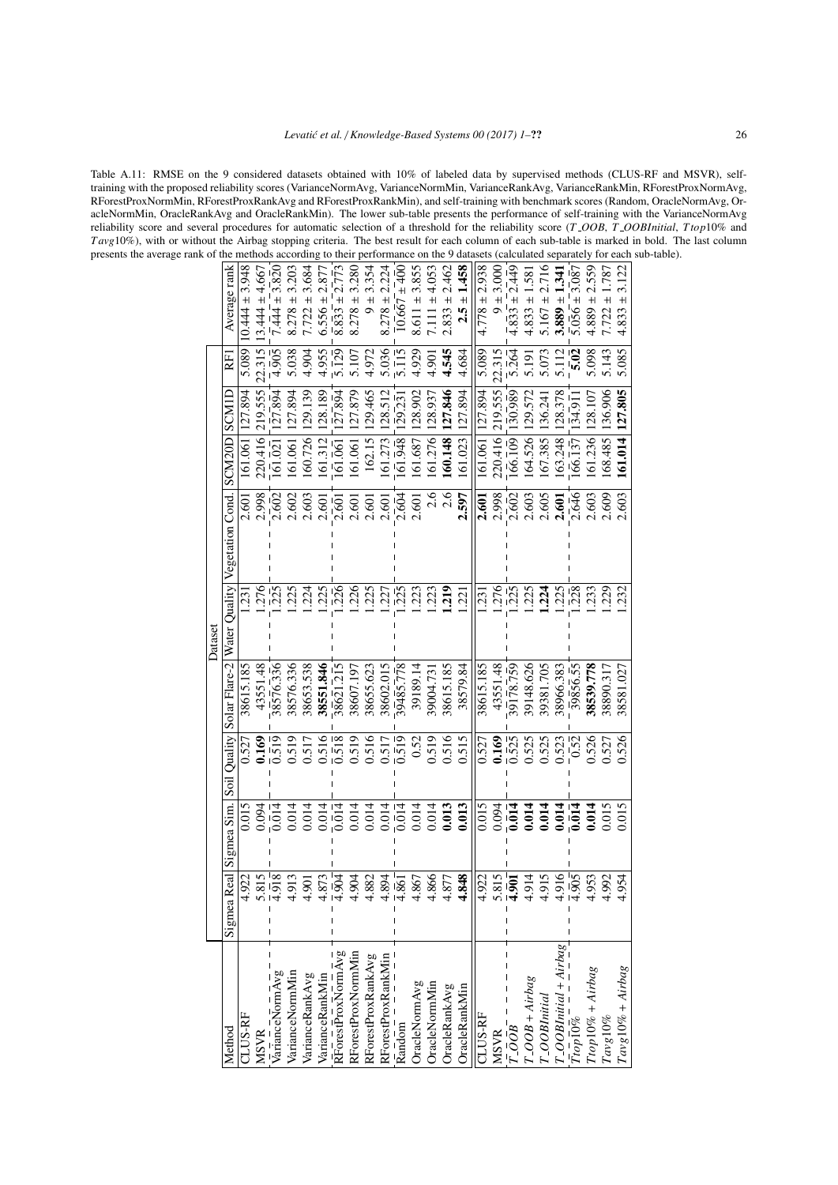Table A.11: RMSE on the 9 considered datasets obtained with 10% of labeled data by supervised methods (CLUS-RF and MSVR), self-training with the proposed reliability scores (VarianceNormAvg, VarianceNormMin, VarianceRankAvg, VarianceRankMin, RForestProxNormAvg, RForestProxNormMin, RForestProxRankAvg and RForestProxRankMin), and self-training with benchmark scores (Random, OracleNormAvg, OracleNormMin, OracleRankAvg and OracleRankMin). The lower sub-table presents the performance of self-training with the VarianceNormAvg reliability score and several procedures for automatic selection of a threshold for the reliability score (*T_OOB*, *T_OOBInitial*, *Ttop*10% and *Tavg*10%), with or without the Airbag stopping criteria. The best result for each column of each sub-table is marked in bold. The last column presents the average rank of the methods according to their performance on the 9 datasets (calculated separately for each sub-table).

| Method | Dataset | | | | | | | | | Average rank |
|---|---|---|---|---|---|---|---|---|---|---|
| | Sigmea Real | Sigmea Sim. | Soil Quality | Solar Flare-2 | Water Quality | Vegetation Cond. | SCM20D | SCM1D | RF1 | |
| CLUS-RF | 4.922 | 0.015 | 0.527 | 38615.185 | 1.231 | 2.601 | 161.061 | 127.894 | 5.089 | 10.444 ± 3.948 |
| MSVR | 5.815 | 0.094 | **0.169** | 43551.48 | 1.276 | 2.998 | 220.416 | 219.555 | 22.315 | 13.444 ± 4.667 |
| VarianceNormAvg | 4.918 | 0.014 | 0.519 | 38576.336 | 1.225 | 2.602 | 161.021 | 127.894 | 4.905 | 7.444 ± 3.820 |
| VarianceNormMin | 4.913 | 0.014 | 0.519 | 38576.336 | 1.225 | 2.602 | 161.061 | 127.894 | 5.038 | 8.278 ± 3.203 |
| VarianceRankAvg | 4.901 | 0.014 | 0.517 | 38653.538 | 1.224 | 2.603 | 160.726 | 129.139 | 4.904 | 7.722 ± 3.684 |
| VarianceRankMin | 4.873 | 0.014 | 0.516 | **38551.846** | 1.225 | 2.601 | 161.312 | 128.189 | 4.955 | 6.556 ± 2.877 |
| RForestProxNormAvg | 4.904 | 0.014 | 0.518 | 38621.215 | 1.226 | 2.601 | 161.061 | 127.894 | 5.129 | 8.833 ± 2.773 |
| RForestProxNormMin | 4.904 | 0.014 | 0.519 | 38607.197 | 1.226 | 2.601 | 161.061 | 127.879 | 5.107 | 8.278 ± 3.280 |
| RForestProxRankAvg | 4.882 | 0.014 | 0.516 | 38655.623 | 1.225 | 2.601 | 162.15 | 129.465 | 4.972 | 9 ± 3.354 |
| RForestProxRankMin | 4.894 | 0.014 | 0.517 | 38602.015 | 1.227 | 2.601 | 161.273 | 128.512 | 5.036 | 8.278 ± 2.224 |
| Random | 4.861 | 0.014 | 0.519 | 39485.778 | 1.225 | 2.604 | 161.948 | 129.231 | 5.115 | 10.667 ± 4.00 |
| OracleNormAvg | 4.867 | 0.014 | 0.52 | 39189.14 | 1.223 | 2.601 | 161.687 | 128.902 | 4.929 | 8.611 ± 3.855 |
| OracleNormMin | 4.866 | 0.014 | 0.519 | 39004.731 | 1.223 | 2.6 | 161.276 | 128.937 | 4.901 | 7.111 ± 4.053 |
| OracleRankAvg | 4.877 | **0.013** | 0.516 | 38615.185 | **1.219** | 2.6 | **160.148** | **127.846** | **4.545** | 2.833 ± 2.462 |
| OracleRankMin | **4.848** | **0.013** | 0.515 | 38579.84 | 1.221 | **2.597** | 161.023 | 127.894 | 4.684 | **2.5** ± **1.458** |

| Method | Sigmea Real | Sigmea Sim. | Soil Quality | Solar Flare-2 | Water Quality | Vegetation Cond. | SCM20D | SCM1D | RF1 | Average rank |
|---|---|---|---|---|---|---|---|---|---|---|
| CLUS-RF | 4.922 | 0.015 | 0.527 | 38615.185 | 1.231 | **2.601** | 161.061 | 127.894 | 5.089 | 4.778 ± 2.938 |
| MSVR | 5.815 | 0.094 | **0.169** | 43551.48 | 1.276 | 2.998 | 220.416 | 219.555 | 22.315 | 9 ± 3.000 |
| *T_OOB* | **4.901** | **0.014** | 0.525 | 39178.759 | 1.225 | 2.602 | 166.109 | 130.989 | 5.264 | 4.833 ± 2.449 |
| *T_OOB + Airbag* | 4.914 | **0.014** | 0.525 | 39148.626 | 1.225 | 2.603 | 164.526 | 129.572 | 5.191 | 4.833 ± 1.581 |
| *T_OOBInitial* | 4.915 | **0.014** | 0.525 | 39381.705 | **1.224** | 2.605 | 167.385 | 136.241 | 5.073 | 5.167 ± 2.716 |
| *T_OOBInitial + Airbag* | 4.916 | **0.014** | 0.523 | 38966.383 | 1.225 | **2.601** | 163.248 | 128.378 | 5.112 | **3.889** ± **1.341** |
| *Ttop10%* | 4.905 | **0.014** | 0.52 | 39856.55 | 1.228 | 2.646 | 166.137 | 134.911 | **5.02** | 5.056 ± 3.087 |
| *Ttop10% + Airbag* | 4.953 | **0.014** | 0.526 | **38539.778** | 1.233 | 2.603 | 161.236 | 128.107 | 5.098 | 4.889 ± 2.559 |
| *Tavg10%* | 4.992 | 0.015 | 0.527 | 38890.317 | 1.229 | 2.609 | 168.485 | 136.906 | 5.143 | 7.722 ± 1.787 |
| *Tavg10% + Airbag* | 4.954 | 0.015 | 0.526 | 38581.027 | 1.232 | 2.603 | **161.014** | **127.805** | 5.085 | 4.833 ± 3.122 |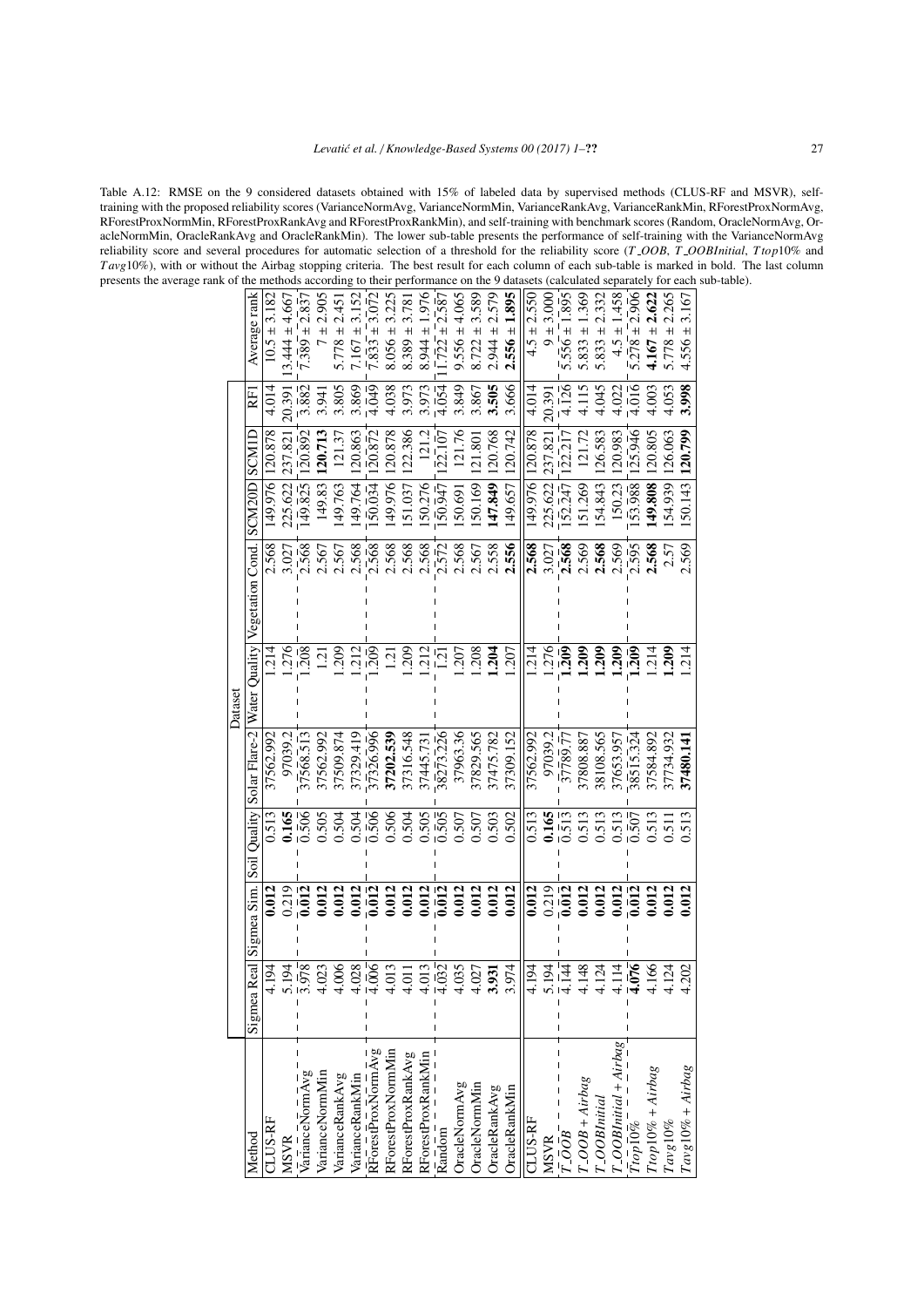Table A.12: RMSE on the 9 considered datasets obtained with 15% of labeled data by supervised methods (CLUS-RF and MSVR), self-training with the proposed reliability scores (VarianceNormAvg, VarianceNormMin, VarianceRankAvg, VarianceRankMin, RForestProxNormAvg, RForestProxNormMin, RForestProxRankAvg and RForestProxRankMin), and self-training with benchmark scores (Random, OracleNormAvg, OracleNormMin, OracleRankAvg and OracleRankMin). The lower sub-table presents the performance of self-training with the VarianceNormAvg reliability score and several procedures for automatic selection of a threshold for the reliability score (*T_OOB*, *T_OOBInitial*, *Ttop*10% and *Tavg*10%), with or without the Airbag stopping criteria. The best result for each column of each sub-table is marked in bold. The last column presents the average rank of the methods according to their performance on the 9 datasets (calculated separately for each sub-table).

| Method | Dataset | | | | | | | | | |
|---|---|---|---|---|---|---|---|---|---|---|
| | Sigmea Real | Sigmea Sim. | Soil Quality | Solar Flare-2 | Water Quality | Vegetation Cond. | SCM20D | SCM1D | RF1 | Average rank |
| CLUS-RF | 4.194 | **0.012** | 0.513 | 37562.992 | 1.214 | 2.568 | 149.976 | 120.878 | 4.014 | 10.5 ± 3.182 |
| MSVR | 5.194 | 0.219 | **0.165** | 97039.2 | 1.276 | 3.027 | 225.622 | 237.821 | 20.391 | 13.444 ± 4.667 |
| VarianceNormAvg | 3.978 | **0.012** | 0.506 | 37568.513 | 1.208 | 2.568 | 149.825 | 120.892 | 3.882 | 7.389 ± 2.837 |
| VarianceNormMin | 4.023 | **0.012** | 0.505 | 37562.992 | 1.21 | 2.567 | 149.83 | **120.713** | 3.941 | 7 ± 2.905 |
| VarianceRankAvg | 4.006 | **0.012** | 0.504 | 37509.874 | 1.209 | 2.567 | 149.763 | 121.37 | 3.805 | 5.778 ± 2.451 |
| VarianceRankMin | 4.028 | **0.012** | 0.504 | 37329.419 | 1.212 | 2.568 | 149.764 | 120.863 | 3.869 | 7.167 ± 3.152 |
| RForestProxNormAvg | 4.006 | **0.012** | 0.506 | 37326.996 | 1.209 | 2.568 | 150.034 | 120.872 | 4.049 | 7.833 ± 3.072 |
| RForestProxNormMin | 4.013 | **0.012** | 0.506 | **37202.539** | 1.21 | 2.568 | 149.976 | 120.878 | 4.038 | 8.056 ± 3.225 |
| RForestProxRankAvg | 4.011 | **0.012** | 0.504 | 37316.548 | 1.209 | 2.568 | 151.037 | 122.386 | 3.973 | 8.389 ± 3.781 |
| RForestProxRankMin | 4.013 | **0.012** | 0.505 | 37445.731 | 1.212 | 2.568 | 150.276 | 121.2 | 3.973 | 8.944 ± 1.976 |
| Random | 4.032 | **0.012** | 0.505 | 38273.226 | 1.21 | 2.572 | 150.947 | 122.107 | 4.054 | 11.722 ± 2.587 |
| OracleNormAvg | 4.035 | **0.012** | 0.507 | 37963.36 | 1.207 | 2.568 | 150.691 | 121.76 | 3.849 | 9.556 ± 4.065 |
| OracleNormMin | 4.027 | **0.012** | 0.507 | 37829.565 | 1.208 | 2.567 | 150.169 | 121.801 | 3.867 | 8.722 ± 3.589 |
| OracleRankAvg | **3.931** | **0.012** | 0.503 | 37475.782 | **1.204** | 2.558 | **147.849** | 120.768 | **3.505** | 2.944 ± 2.579 |
| OracleRankMin | 3.974 | **0.012** | 0.502 | 37309.152 | 1.207 | **2.556** | 149.657 | 120.742 | 3.666 | **2.556 ± 1.895** |
| CLUS-RF | 4.194 | **0.012** | 0.513 | 37562.992 | 1.214 | **2.568** | 149.976 | 120.878 | 4.014 | 4.5 ± 2.550 |
| MSVR | 5.194 | 0.219 | **0.165** | 97039.2 | 1.276 | 3.027 | 225.622 | 237.821 | 20.391 | 9 ± 3.000 |
| *T_OOB* | 4.144 | **0.012** | 0.513 | 37789.77 | **1.209** | **2.568** | 152.247 | 122.217 | 4.126 | 5.556 ± 1.895 |
| *T_OOB + Airbag* | 4.148 | **0.012** | 0.513 | 37808.887 | **1.209** | 2.569 | 151.269 | 121.72 | 4.115 | 5.833 ± 1.369 |
| *T_OOBInitial* | 4.124 | **0.012** | 0.513 | 38108.565 | **1.209** | **2.568** | 154.843 | 126.583 | 4.045 | 5.833 ± 2.332 |
| *T_OOBInitial + Airbag* | 4.114 | **0.012** | 0.513 | 37653.957 | **1.209** | 2.569 | 150.23 | 120.983 | 4.022 | 4.5 ± 1.458 |
| *Ttop*10% | **4.076** | **0.012** | 0.507 | 38515.324 | **1.209** | 2.595 | 153.988 | 125.946 | 4.016 | 5.278 ± 2.906 |
| *Ttop*10% + *Airbag* | 4.166 | **0.012** | 0.513 | 37584.892 | 1.214 | **2.568** | **149.808** | 120.805 | 4.003 | **4.167 ± 2.622** |
| *Tavg*10% | 4.124 | **0.012** | 0.511 | 37734.932 | **1.209** | 2.57 | 154.939 | 126.063 | 4.053 | 5.778 ± 2.265 |
| *Tavg*10% + *Airbag* | 4.202 | **0.012** | 0.513 | **37480.141** | 1.214 | 2.569 | 150.143 | **120.799** | **3.998** | 4.556 ± 3.167 |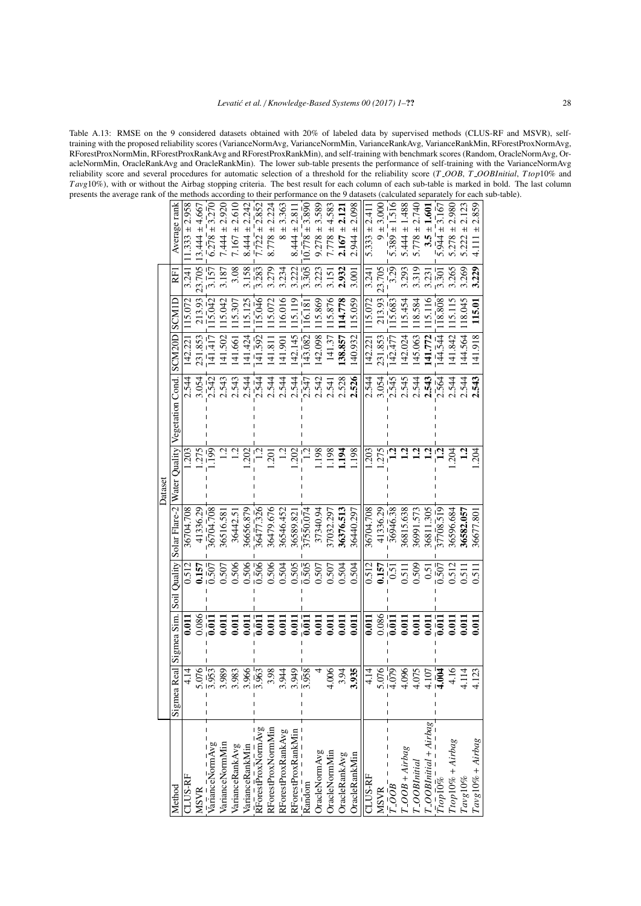Table A.13: RMSE on the 9 considered datasets obtained with 20% of labeled data by supervised methods (CLUS-RF and MSVR), self-training with the proposed reliability scores (VarianceNormAvg, VarianceNormMin, VarianceRankAvg, VarianceRankMin, RForestProxNormAvg, RForestProxNormMin, RForestProxRankAvg and RForestProxRankMin), and self-training with benchmark scores (Random, OracleNormAvg, OracleNormMin, OracleRankAvg and OracleRankMin). The lower sub-table presents the performance of self-training with the VarianceNormAvg reliability score and several procedures for automatic selection of a threshold for the reliability score ($T\_OOB$, $T\_OOBInitial$, $Ttop10\%$ and $Tavg10\%$), with or without the Airbag stopping criteria. The best result for each column of each sub-table is marked in bold. The last column presents the average rank of the methods according to their performance on the 9 datasets (calculated separately for each sub-table).

| Method | Dataset | | | | | | | | | Average rank |
|---|---|---|---|---|---|---|---|---|---|---|
| | Sigmea Real | Sigmea Sim. | Soil Quality | Solar Flare-2 | Water Quality | Vegetation Cond. | SCM20D | SCM1D | RF1 | |
| CLUS-RF | 4.14 | **0.011** | 0.512 | 36704.708 | 1.203 | 2.544 | 142.221 | 115.072 | 3.241 | 11.333 ± 2.958 |
| MSVR | 5.076 | 0.086 | **0.157** | 41336.29 | 1.275 | 3.054 | 231.853 | 213.93 | 23.705 | 13.444 ± 4.667 |
| VarianceNormAvg | 3.953 | **0.011** | 0.507 | 36704.708 | 1.199 | 2.542 | 141.417 | 115.042 | 3.157 | 6.278 ± 3.270 |
| VarianceNormMin | 3.989 | **0.011** | 0.507 | 36516.581 | 1.2 | 2.543 | 141.502 | 115.042 | 3.187 | 7.444 ± 2.920 |
| VarianceRankAvg | 3.983 | **0.011** | 0.506 | 36442.51 | 1.2 | 2.543 | 141.661 | 115.307 | 3.08 | 7.167 ± 2.610 |
| VarianceRankMin | 3.966 | **0.011** | 0.506 | 36656.879 | 1.202 | 2.544 | 141.424 | 115.125 | 3.158 | 8.444 ± 2.242 |
| RForestProxNormAvg | 3.963 | **0.011** | 0.506 | 36477.326 | 1.2 | 2.544 | 141.592 | 115.046 | 3.283 | 7.722 ± 2.852 |
| RForestProxNormMin | 3.98 | **0.011** | 0.506 | 36479.676 | 1.201 | 2.544 | 141.811 | 115.072 | 3.279 | 8.778 ± 2.224 |
| RForestProxRankAvg | 3.944 | **0.011** | 0.504 | 36546.452 | 1.2 | 2.544 | 141.901 | 116.016 | 3.234 | 8 ± 3.363 |
| RForestProxRankMin | 3.949 | **0.011** | 0.505 | 36589.821 | 1.202 | 2.544 | 142.145 | 115.119 | 3.222 | 8.444 ± 2.811 |
| Random | 3.958 | **0.011** | 0.505 | 37550.074 | 1.2 | 2.547 | 143.082 | 116.181 | 3.305 | 10.778 ± 3.890 |
| OracleNormAvg | 4 | **0.011** | 0.507 | 37340.94 | 1.198 | 2.542 | 142.098 | 115.869 | 3.223 | 9.278 ± 3.589 |
| OracleNormMin | 4.006 | **0.011** | 0.507 | 37032.297 | 1.198 | 2.541 | 141.37 | 115.876 | 3.151 | 7.778 ± 4.583 |
| OracleRankAvg | 3.94 | **0.011** | 0.504 | **36376.513** | **1.194** | 2.528 | **138.857** | **114.778** | **2.932** | **2.167 ± 2.121** |
| OracleRankMin | **3.935** | **0.011** | 0.504 | 36440.297 | 1.198 | **2.526** | 140.932 | 115.059 | 3.001 | 2.944 ± 2.098 |
| CLUS-RF | 4.14 | **0.011** | 0.512 | 36704.708 | 1.203 | 2.544 | 142.221 | 115.072 | 3.241 | 5.333 ± 2.411 |
| MSVR | 5.076 | 0.086 | **0.157** | 41336.29 | 1.275 | 3.054 | 231.853 | 213.93 | 23.705 | 9 ± 3.000 |
| $T\_OOB$ | 4.079 | **0.011** | 0.51 | 36946.38 | **1.2** | 2.545 | 142.477 | 115.683 | 3.29 | 5.389 ± 1.516 |
| $T\_OOB + Airbag$ | 4.096 | **0.011** | 0.511 | 36815.638 | **1.2** | 2.545 | 142.024 | 115.454 | 3.293 | 5.444 ± 1.488 |
| $T\_OOBInitial$ | 4.075 | **0.011** | 0.509 | 36991.573 | **1.2** | 2.544 | 145.063 | 118.584 | 3.319 | 5.778 ± 2.740 |
| $T\_OOBInitial + Airbag$ | 4.107 | **0.011** | 0.51 | 36811.305 | **1.2** | **2.543** | **141.772** | 115.116 | 3.231 | **3.5 ± 1.601** |
| $Ttop10\%$ | **4.004** | **0.011** | 0.507 | 37708.519 | **1.2** | 2.564 | 144.544 | 118.808 | 3.301 | 5.944 ± 3.167 |
| $Ttop10\% + Airbag$ | 4.16 | **0.011** | 0.512 | 36596.684 | 1.204 | 2.544 | 141.842 | 115.115 | 3.265 | 5.278 ± 2.980 |
| $Tavg10\%$ | 4.114 | **0.011** | 0.511 | **36582.057** | **1.2** | 2.544 | 144.564 | 118.045 | 3.269 | 5.222 ± 2.123 |
| $Tavg10\% + Airbag$ | 4.123 | **0.011** | 0.511 | 36677.801 | 1.204 | **2.543** | 141.918 | **115.01** | **3.229** | 4.111 ± 2.859 |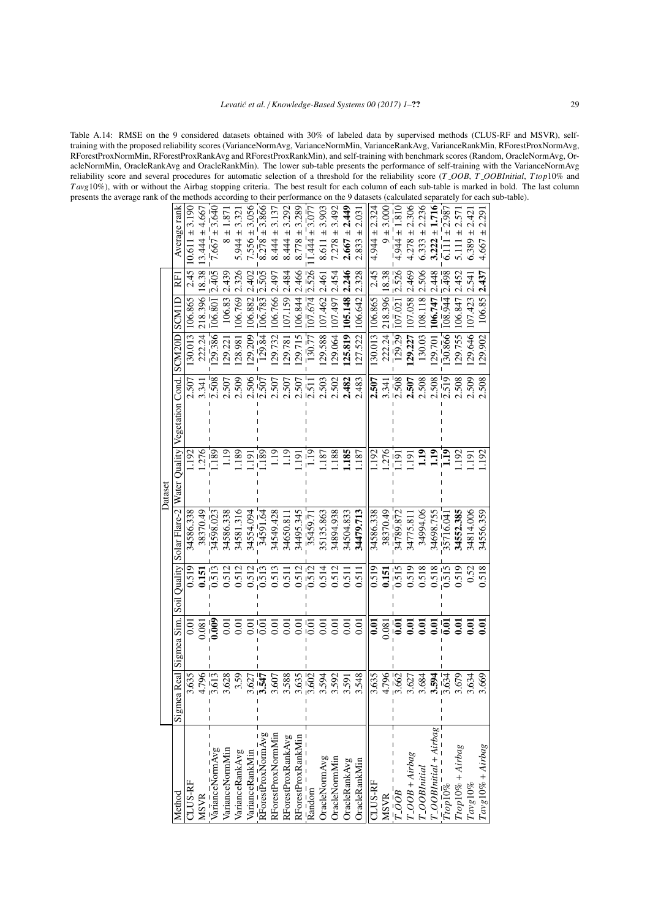Table A.14: RMSE on the 9 considered datasets obtained with 30% of labeled data by supervised methods (CLUS-RF and MSVR), self-training with the proposed reliability scores (VarianceNormAvg, VarianceNormMin, VarianceRankAvg, VarianceRankMin, RForestProxNormAvg, RForestProxNormMin, RForestProxRankAvg and RForestProxRankMin), and self-training with benchmark scores (Random, OracleNormAvg, OracleNormMin, OracleRankAvg and OracleRankMin). The lower sub-table presents the performance of self-training with the VarianceNormAvg reliability score and several procedures for automatic selection of a threshold for the reliability score ($T\_OOB$, $T\_OOBInitial$, $Ttop10\%$ and $Tavg10\%$), with or without the Airbag stopping criteria. The best result for each column of each sub-table is marked in bold. The last column presents the average rank of the methods according to their performance on the 9 datasets (calculated separately for each sub-table).

| Method | Dataset | | | | | | | | | Average rank |
|---|---|---|---|---|---|---|---|---|---|---|
| | Sigmea Real | Sigmea Sim. | Soil Quality | Solar Flare-2 | Water Quality | Vegetation Cond. | SCM20D | SCM1D | RF1 | |
| CLUS-RF | 3.635 | 0.01 | 0.519 | 34586.338 | 1.192 | 2.507 | 130.013 | 106.865 | 2.45 | 10.611 ± 3.190 |
| MSVR | 4.796 | 0.081 | **0.151** | 38370.49 | 1.276 | 3.341 | 222.24 | 218.396 | 18.38 | 13.444 ± 4.667 |
| VarianceNormAvg | 3.613 | **0.009** | 0.513 | 34598.023 | 1.189 | 2.508 | 129.386 | 106.801 | 2.405 | 7.667 ± 3.640 |
| VarianceNormMin | 3.628 | 0.01 | 0.512 | 34586.338 | 1.19 | 2.507 | 129.221 | 106.83 | 2.439 | 8 ± 1.871 |
| VarianceRankAvg | 3.59 | 0.01 | 0.512 | 34581.316 | 1.189 | 2.509 | 128.981 | 106.769 | 2.326 | 5.944 ± 3.321 |
| VarianceRankMin | 3.627 | 0.01 | 0.512 | 34554.094 | 1.191 | 2.506 | 129.209 | 106.882 | 2.402 | 7.556 ± 3.056 |
| RForestProxNormAvg | **3.547** | 0.01 | 0.513 | 34591.64 | 1.189 | 2.507 | 129.84 | 106.783 | 2.505 | 8.278 ± 3.866 |
| RForestProxNormMin | 3.607 | 0.01 | 0.513 | 34549.428 | 1.19 | 2.507 | 129.732 | 106.766 | 2.497 | 8.444 ± 3.137 |
| RForestProxRankAvg | 3.588 | 0.01 | 0.511 | 34650.811 | 1.19 | 2.507 | 129.781 | 107.159 | 2.484 | 8.444 ± 3.292 |
| RForestProxRankMin | 3.635 | 0.01 | 0.512 | 34495.345 | 1.191 | 2.507 | 129.715 | 106.844 | 2.466 | 8.778 ± 3.289 |
| Random | 3.602 | 0.01 | 0.512 | 35459.71 | 1.19 | 2.511 | 130.77 | 107.674 | 2.526 | 11.444 ± 3.077 |
| OracleNormAvg | 3.594 | 0.01 | 0.514 | 35135.863 | 1.187 | 2.503 | 129.588 | 107.462 | 2.461 | 8.611 ± 3.903 |
| OracleNormMin | 3.592 | 0.01 | 0.512 | 34894.938 | 1.188 | 2.502 | 129.064 | 107.497 | 2.454 | 7.278 ± 3.492 |
| OracleRankAvg | 3.591 | 0.01 | 0.511 | 34504.833 | **1.185** | **2.482** | **125.819** | **105.148** | **2.246** | **2.667 ± 2.449** |
| OracleRankMin | 3.548 | 0.01 | 0.511 | **34479.713** | 1.187 | 2.483 | 127.522 | 106.642 | 2.328 | 2.833 ± 2.031 |
| CLUS-RF | 3.635 | **0.01** | 0.519 | 34586.338 | 1.192 | **2.507** | 130.013 | 106.865 | 2.45 | 4.944 ± 2.324 |
| MSVR | 4.796 | 0.081 | **0.151** | 38370.49 | 1.276 | 3.341 | 222.24 | 218.396 | 18.38 | 9 ± 3.000 |
| $T\_OOB$ | 3.662 | **0.01** | 0.515 | 34789.872 | 1.191 | 2.508 | 129.29 | 107.021 | 2.526 | 4.944 ± 1.810 |
| $T\_OOB + Airbag$ | 3.627 | **0.01** | 0.519 | 34775.811 | 1.191 | **2.507** | **129.227** | 107.058 | 2.469 | 4.278 ± 2.306 |
| $T\_OOBInitial$ | 3.684 | **0.01** | 0.518 | 34994.06 | **1.19** | 2.508 | 130.03 | 108.118 | 2.506 | 6.333 ± 2.236 |
| $T\_OOBInitial + Airbag$ | **3.594** | **0.01** | 0.518 | 34698.755 | **1.19** | 2.508 | 129.701 | **106.747** | 2.448 | **3.222 ± 1.716** |
| $Ttop10\%$ | 3.634 | **0.01** | 0.515 | 35716.041 | **1.19** | 2.519 | 130.866 | 108.944 | 2.498 | 6.111 ± 2.987 |
| $Ttop10\% + Airbag$ | 3.679 | **0.01** | 0.519 | **34552.385** | 1.192 | 2.508 | 129.755 | 106.847 | 2.452 | 5.111 ± 2.571 |
| $Tavg10\%$ | 3.634 | **0.01** | 0.52 | 34814.006 | 1.191 | 2.509 | 129.646 | 107.423 | 2.541 | 6.389 ± 2.421 |
| $Tavg10\% + Airbag$ | 3.669 | **0.01** | 0.518 | 34556.359 | 1.192 | 2.508 | 129.902 | 106.85 | **2.437** | 4.667 ± 2.291 |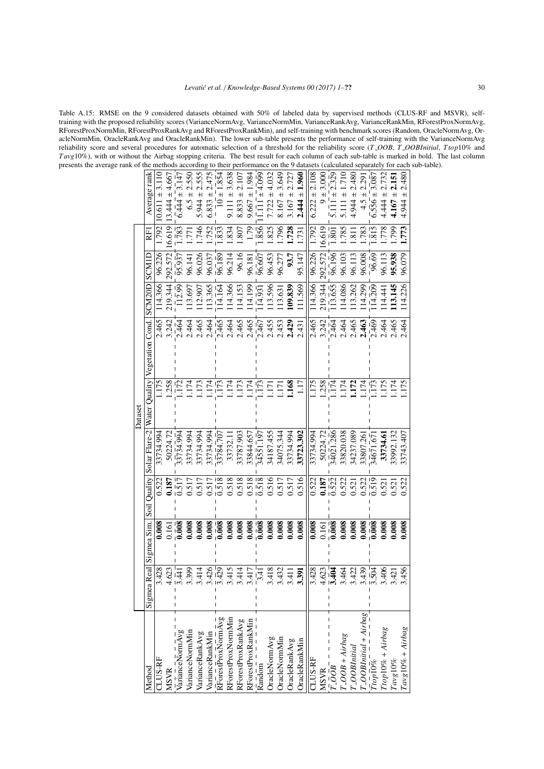Table A.15: RMSE on the 9 considered datasets obtained with 50% of labeled data by supervised methods (CLUS-RF and MSVR), self-training with the proposed reliability scores (VarianceNormAvg, VarianceNormMin, VarianceRankAvg, VarianceRankMin, RForestProxNormAvg, RForestProxNormMin, RForestProxRankAvg and RForestProxRankMin), and self-training with benchmark scores (Random, OracleNormAvg, OracleNormMin, OracleRankAvg and OracleRankMin). The lower sub-table presents the performance of self-training with the VarianceNormAvg reliability score and several procedures for automatic selection of a threshold for the reliability score (*T_OOB*, *T_OOBInitial*, *Ttop*10% and *Tavg*10%), with or without the Airbag stopping criteria. The best result for each column of each sub-table is marked in bold. The last column presents the average rank of the methods according to their performance on the 9 datasets (calculated separately for each sub-table).

| Method | Dataset | | | | | | | | | Average rank |
|---|---|---|---|---|---|---|---|---|---|---|
| | Sigmea Real | Sigmea Sim. | Soil Quality | Solar Flare-2 | Water Quality | Vegetation Cond. | SCM20D | SCM1D | RF1 | |
| CLUS-RF | 3.428 | **0.008** | 0.522 | 33734.994 | 1.175 | 2.465 | 114.366 | 96.226 | 1.792 | 10.611 ± 3.110 |
| MSVR | 4.623 | 0.161 | **0.187** | 50224.72 | 1.258 | 3.242 | 219.344 | 292.572 | 16.619 | 13.444 ± 4.667 |
| VarianceNormAvg | 3.441 | **0.008** | 0.517 | 33734.994 | 1.172 | 2.464 | 112.99 | 95.937 | 1.783 | 6.444 ± 3.147 |
| VarianceNormMin | 3.399 | **0.008** | 0.517 | 33734.994 | 1.174 | 2.464 | 113.697 | 96.141 | 1.771 | 6.5 ± 2.550 |
| VarianceRankAvg | 3.414 | **0.008** | 0.517 | 33734.994 | 1.173 | 2.465 | 112.907 | 96.026 | 1.746 | 5.944 ± 2.555 |
| VarianceRankMin | 3.426 | **0.008** | 0.517 | 33734.994 | 1.174 | 2.464 | 113.365 | 96.037 | 1.752 | 6.833 ± 2.475 |
| RForestProxNormAvg | 3.429 | **0.008** | 0.518 | 35784.707 | 1.173 | 2.465 | 114.164 | 96.189 | 1.833 | 10 ± 1.854 |
| RForestProxNormMin | 3.415 | **0.008** | 0.518 | 33732.11 | 1.174 | 2.464 | 114.366 | 96.214 | 1.834 | 9.111 ± 3.638 |
| RForestProxRankAvg | 3.414 | **0.008** | 0.518 | 33787.903 | 1.173 | 2.465 | 114.153 | 96.16 | 1.807 | 8.833 ± 2.107 |
| RForestProxRankMin | 3.417 | **0.008** | 0.518 | 33844.657 | 1.174 | 2.465 | 114.199 | 96.181 | 1.79 | 9.667 ± 1.984 |
| Random | 3.41 | **0.008** | 0.518 | 34551.197 | 1.173 | 2.467 | 114.931 | 96.607 | 1.856 | 11.111 ± 4.099 |
| OracleNormAvg | 3.418 | **0.008** | 0.516 | 34187.455 | 1.171 | 2.455 | 113.596 | 96.453 | 1.825 | 7.722 ± 4.032 |
| OracleNormMin | 3.432 | **0.008** | 0.517 | 34075.344 | 1.171 | 2.453 | 113.631 | 96.277 | 1.796 | 8.167 ± 3.649 |
| OracleRankAvg | 3.411 | **0.008** | 0.517 | 33734.994 | **1.168** | **2.429** | **109.839** | **93.7** | **1.728** | 3.167 ± 2.727 |
| OracleRankMin | **3.391** | **0.008** | 0.516 | **33723.302** | 1.17 | 2.431 | 111.569 | 95.147 | 1.731 | **2.444** ± **1.960** |
| CLUS-RF | 3.428 | **0.008** | 0.522 | 33734.994 | 1.175 | 2.465 | 114.366 | 96.226 | 1.792 | 6.222 ± 2.108 |
| MSVR | 4.623 | 0.161 | **0.187** | 50224.72 | 1.258 | 3.242 | 219.344 | 292.572 | 16.619 | 9 ± 3.000 |
| *T_OOB* | **3.404** | **0.008** | 0.522 | 34021.286 | 1.174 | 2.464 | 113.655 | 96.196 | 1.801 | 5.111 ± 2.329 |
| *T_OOB + Airbag* | 3.464 | **0.008** | 0.522 | 33820.038 | 1.174 | 2.464 | 114.086 | 96.103 | 1.785 | 5.111 ± 1.710 |
| *T_OOBInitial* | 3.422 | **0.008** | 0.521 | 34237.089 | **1.172** | 2.465 | 113.262 | 96.113 | 1.811 | 4.944 ± 2.480 |
| *T_OOBInitial + Airbag* | 3.439 | **0.008** | 0.522 | 33807.261 | 1.174 | **2.463** | 114.299 | 96.008 | 1.783 | 4.5 ± 2.291 |
| *Ttop*10% | 3.504 | **0.008** | 0.519 | 34671.671 | 1.173 | 2.469 | 114.209 | 96.69 | 1.815 | 6.556 ± 3.087 |
| *Ttop*10% + *Airbag* | 3.406 | **0.008** | 0.521 | **33734.61** | 1.175 | 2.464 | 114.441 | 96.113 | 1.778 | 4.444 ± 2.732 |
| *Tavg*10% | 3.421 | **0.008** | 0.521 | 33992.132 | 1.174 | 2.465 | **113.145** | **95.938** | 1.799 | **4.167** ± **2.151** |
| *Tavg*10% + *Airbag* | 3.456 | **0.008** | 0.522 | 33743.407 | 1.175 | 2.464 | 114.226 | 96.079 | **1.773** | 4.944 ± 2.480 |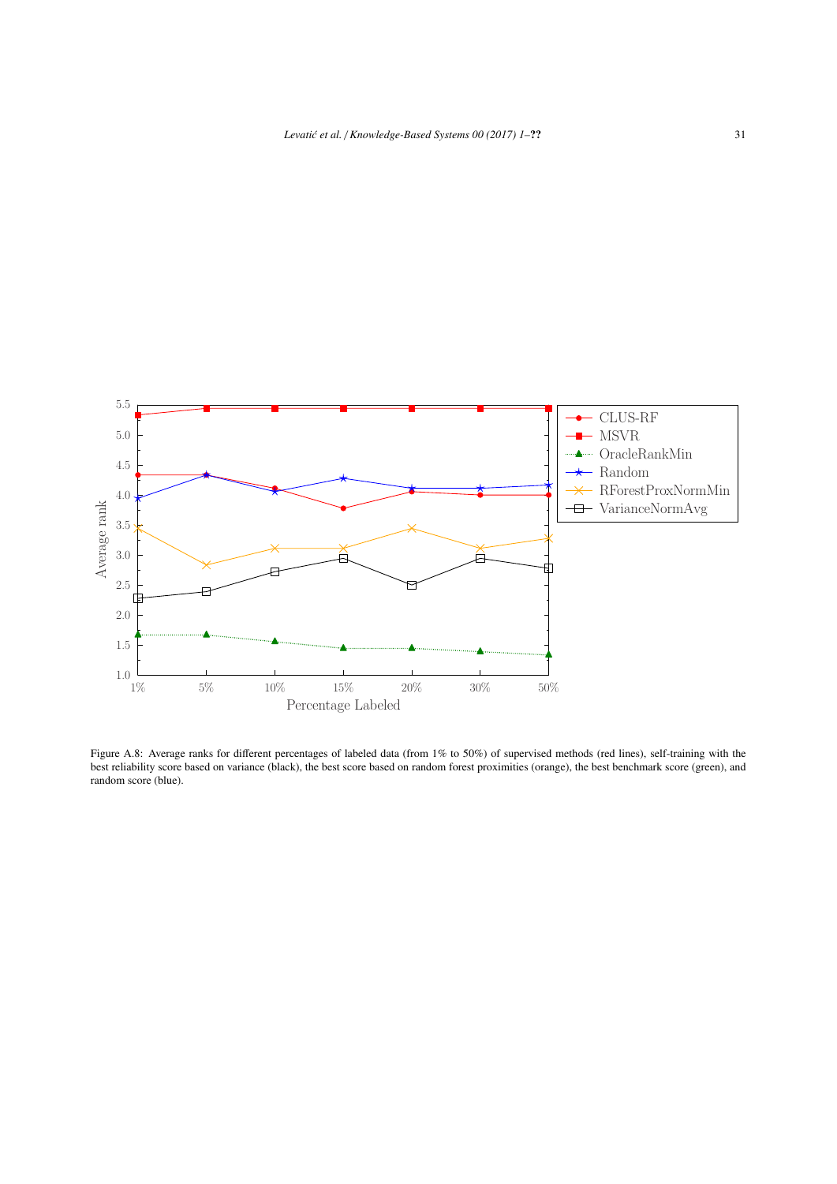5.5
5.0
4.5
4.0
3.5
3.0
2.5
2.0
1.5
1.0

Average rank

1%
5%
10%
15%
20%
30%
50%

Percentage Labeled

CLUS-RF
MSVR
OracleRankMin
Random
RForestProxNormMin
VarianceNormAvg

Figure A.8: Average ranks for different percentages of labeled data (from 1% to 50%) of supervised methods (red lines), self-training with the best reliability score based on variance (black), the best score based on random forest proximities (orange), the best benchmark score (green), and random score (blue).